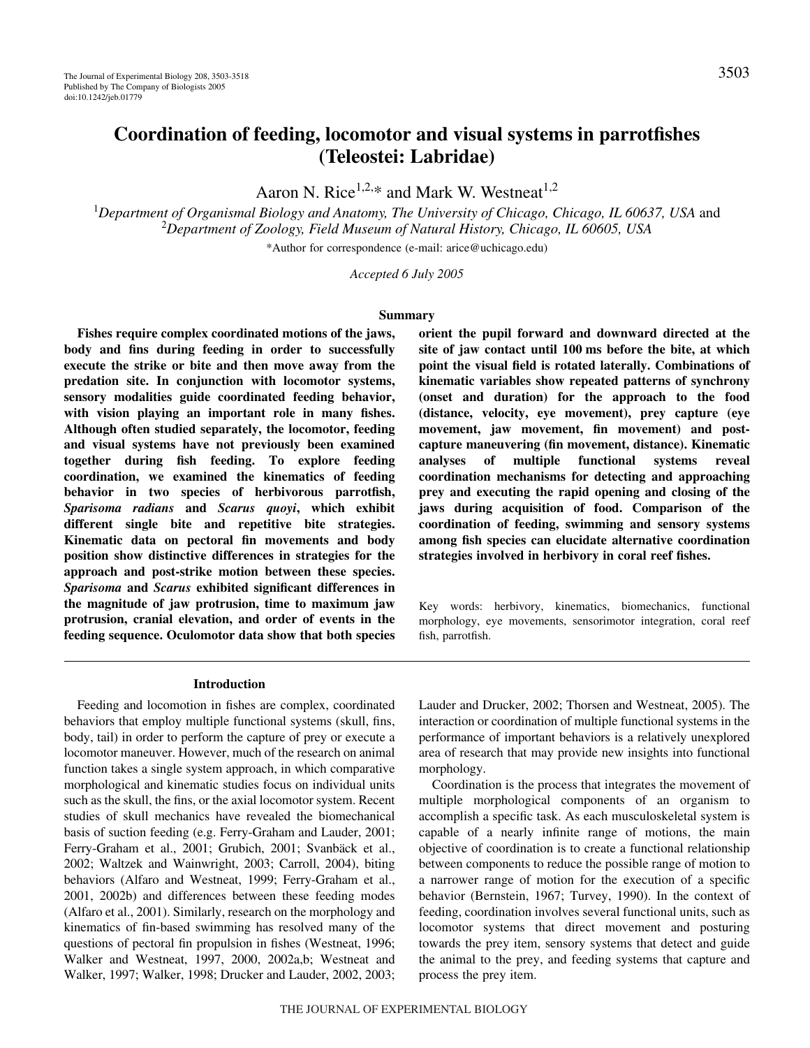# Coordination of feeding, locomotor and visual systems in parrotfishes (Teleostei: Labridae)

Aaron N. Rice[1,2,*] and Mark W. Westneat[1,2]

[1]*Department of Organismal Biology and Anatomy, The University of Chicago, Chicago, IL 60637, USA* and [2]*Department of Zoology, Field Museum of Natural History, Chicago, IL 60605, USA*

*Author for correspondence (e-mail: arice@uchicago.edu)

*Accepted 6 July 2005*

## Summary

**Fishes require complex coordinated motions of the jaws, body and fins during feeding in order to successfully execute the strike or bite and then move away from the predation site. In conjunction with locomotor systems, sensory modalities guide coordinated feeding behavior, with vision playing an important role in many fishes. Although often studied separately, the locomotor, feeding and visual systems have not previously been examined together during fish feeding. To explore feeding coordination, we examined the kinematics of feeding behavior in two species of herbivorous parrotfish, *Sparisoma radians* and *Scarus quoyi*, which exhibit different single bite and repetitive bite strategies. Kinematic data on pectoral fin movements and body position show distinctive differences in strategies for the approach and post-strike motion between these species. *Sparisoma* and *Scarus* exhibited significant differences in the magnitude of jaw protrusion, time to maximum jaw protrusion, cranial elevation, and order of events in the feeding sequence. Oculomotor data show that both species orient the pupil forward and downward directed at the site of jaw contact until 100 ms before the bite, at which point the visual field is rotated laterally. Combinations of kinematic variables show repeated patterns of synchrony (onset and duration) for the approach to the food (distance, velocity, eye movement), prey capture (eye movement, jaw movement, fin movement) and post-capture maneuvering (fin movement, distance). Kinematic analyses of multiple functional systems reveal coordination mechanisms for detecting and approaching prey and executing the rapid opening and closing of the jaws during acquisition of food. Comparison of the coordination of feeding, swimming and sensory systems among fish species can elucidate alternative coordination strategies involved in herbivory in coral reef fishes.**

Key words: herbivory, kinematics, biomechanics, functional morphology, eye movements, sensorimotor integration, coral reef fish, parrotfish.

## Introduction

Feeding and locomotion in fishes are complex, coordinated behaviors that employ multiple functional systems (skull, fins, body, tail) in order to perform the capture of prey or execute a locomotor maneuver. However, much of the research on animal function takes a single system approach, in which comparative morphological and kinematic studies focus on individual units such as the skull, the fins, or the axial locomotor system. Recent studies of skull mechanics have revealed the biomechanical basis of suction feeding (e.g. Ferry-Graham and Lauder, 2001; Ferry-Graham et al., 2001; Grubich, 2001; Svanbäck et al., 2002; Waltzek and Wainwright, 2003; Carroll, 2004), biting behaviors (Alfaro and Westneat, 1999; Ferry-Graham et al., 2001, 2002b) and differences between these feeding modes (Alfaro et al., 2001). Similarly, research on the morphology and kinematics of fin-based swimming has resolved many of the questions of pectoral fin propulsion in fishes (Westneat, 1996; Walker and Westneat, 1997, 2000, 2002a,b; Westneat and Walker, 1997; Walker, 1998; Drucker and Lauder, 2002, 2003; Lauder and Drucker, 2002; Thorsen and Westneat, 2005). The interaction or coordination of multiple functional systems in the performance of important behaviors is a relatively unexplored area of research that may provide new insights into functional morphology.

Coordination is the process that integrates the movement of multiple morphological components of an organism to accomplish a specific task. As each musculoskeletal system is capable of a nearly infinite range of motions, the main objective of coordination is to create a functional relationship between components to reduce the possible range of motion to a narrower range of motion for the execution of a specific behavior (Bernstein, 1967; Turvey, 1990). In the context of feeding, coordination involves several functional units, such as locomotor systems that direct movement and posturing towards the prey item, sensory systems that detect and guide the animal to the prey, and feeding systems that capture and process the prey item.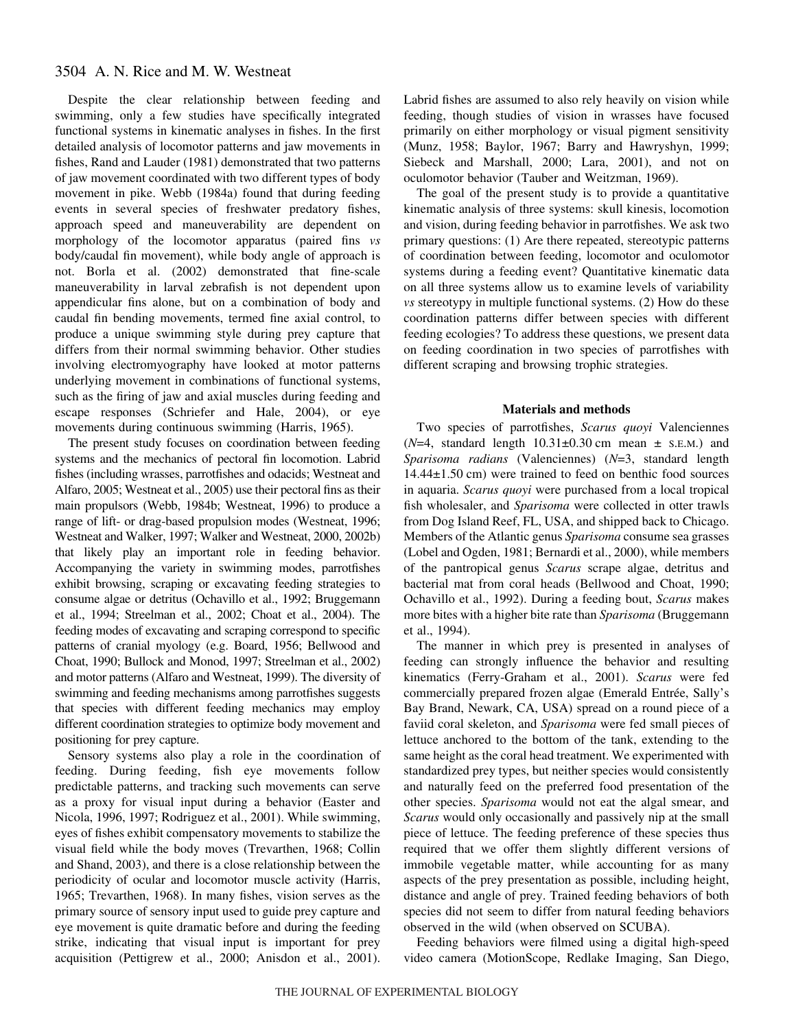Despite the clear relationship between feeding and swimming, only a few studies have specifically integrated functional systems in kinematic analyses in fishes. In the first detailed analysis of locomotor patterns and jaw movements in fishes, Rand and Lauder (1981) demonstrated that two patterns of jaw movement coordinated with two different types of body movement in pike. Webb (1984a) found that during feeding events in several species of freshwater predatory fishes, approach speed and maneuverability are dependent on morphology of the locomotor apparatus (paired fins *vs* body/caudal fin movement), while body angle of approach is not. Borla et al. (2002) demonstrated that fine-scale maneuverability in larval zebrafish is not dependent upon appendicular fins alone, but on a combination of body and caudal fin bending movements, termed fine axial control, to produce a unique swimming style during prey capture that differs from their normal swimming behavior. Other studies involving electromyography have looked at motor patterns underlying movement in combinations of functional systems, such as the firing of jaw and axial muscles during feeding and escape responses (Schriefer and Hale, 2004), or eye movements during continuous swimming (Harris, 1965).

The present study focuses on coordination between feeding systems and the mechanics of pectoral fin locomotion. Labrid fishes (including wrasses, parrotfishes and odacids; Westneat and Alfaro, 2005; Westneat et al., 2005) use their pectoral fins as their main propulsors (Webb, 1984b; Westneat, 1996) to produce a range of lift- or drag-based propulsion modes (Westneat, 1996; Westneat and Walker, 1997; Walker and Westneat, 2000, 2002b) that likely play an important role in feeding behavior. Accompanying the variety in swimming modes, parrotfishes exhibit browsing, scraping or excavating feeding strategies to consume algae or detritus (Ochavillo et al., 1992; Bruggemann et al., 1994; Streelman et al., 2002; Choat et al., 2004). The feeding modes of excavating and scraping correspond to specific patterns of cranial myology (e.g. Board, 1956; Bellwood and Choat, 1990; Bullock and Monod, 1997; Streelman et al., 2002) and motor patterns (Alfaro and Westneat, 1999). The diversity of swimming and feeding mechanisms among parrotfishes suggests that species with different feeding mechanics may employ different coordination strategies to optimize body movement and positioning for prey capture.

Sensory systems also play a role in the coordination of feeding. During feeding, fish eye movements follow predictable patterns, and tracking such movements can serve as a proxy for visual input during a behavior (Easter and Nicola, 1996, 1997; Rodriguez et al., 2001). While swimming, eyes of fishes exhibit compensatory movements to stabilize the visual field while the body moves (Trevarthen, 1968; Collin and Shand, 2003), and there is a close relationship between the periodicity of ocular and locomotor muscle activity (Harris, 1965; Trevarthen, 1968). In many fishes, vision serves as the primary source of sensory input used to guide prey capture and eye movement is quite dramatic before and during the feeding strike, indicating that visual input is important for prey acquisition (Pettigrew et al., 2000; Anisdon et al., 2001). Labrid fishes are assumed to also rely heavily on vision while feeding, though studies of vision in wrasses have focused primarily on either morphology or visual pigment sensitivity (Munz, 1958; Baylor, 1967; Barry and Hawryshyn, 1999; Siebeck and Marshall, 2000; Lara, 2001), and not on oculomotor behavior (Tauber and Weitzman, 1969).

The goal of the present study is to provide a quantitative kinematic analysis of three systems: skull kinesis, locomotion and vision, during feeding behavior in parrotfishes. We ask two primary questions: (1) Are there repeated, stereotypic patterns of coordination between feeding, locomotor and oculomotor systems during a feeding event? Quantitative kinematic data on all three systems allow us to examine levels of variability *vs* stereotypy in multiple functional systems. (2) How do these coordination patterns differ between species with different feeding ecologies? To address these questions, we present data on feeding coordination in two species of parrotfishes with different scraping and browsing trophic strategies.

## Materials and methods

Two species of parrotfishes, *Scarus quoyi* Valenciennes ($N$=4, standard length 10.31±0.30 cm mean ± S.E.M.) and *Sparisoma radians* (Valenciennes) ($N$=3, standard length 14.44±1.50 cm) were trained to feed on benthic food sources in aquaria. *Scarus quoyi* were purchased from a local tropical fish wholesaler, and *Sparisoma* were collected in otter trawls from Dog Island Reef, FL, USA, and shipped back to Chicago. Members of the Atlantic genus *Sparisoma* consume sea grasses (Lobel and Ogden, 1981; Bernardi et al., 2000), while members of the pantropical genus *Scarus* scrape algae, detritus and bacterial mat from coral heads (Bellwood and Choat, 1990; Ochavillo et al., 1992). During a feeding bout, *Scarus* makes more bites with a higher bite rate than *Sparisoma* (Bruggemann et al., 1994).

The manner in which prey is presented in analyses of feeding can strongly influence the behavior and resulting kinematics (Ferry-Graham et al., 2001). *Scarus* were fed commercially prepared frozen algae (Emerald Entrée, Sally's Bay Brand, Newark, CA, USA) spread on a round piece of a faviid coral skeleton, and *Sparisoma* were fed small pieces of lettuce anchored to the bottom of the tank, extending to the same height as the coral head treatment. We experimented with standardized prey types, but neither species would consistently and naturally feed on the preferred food presentation of the other species. *Sparisoma* would not eat the algal smear, and *Scarus* would only occasionally and passively nip at the small piece of lettuce. The feeding preference of these species thus required that we offer them slightly different versions of immobile vegetable matter, while accounting for as many aspects of the prey presentation as possible, including height, distance and angle of prey. Trained feeding behaviors of both species did not seem to differ from natural feeding behaviors observed in the wild (when observed on SCUBA).

Feeding behaviors were filmed using a digital high-speed video camera (MotionScope, Redlake Imaging, San Diego,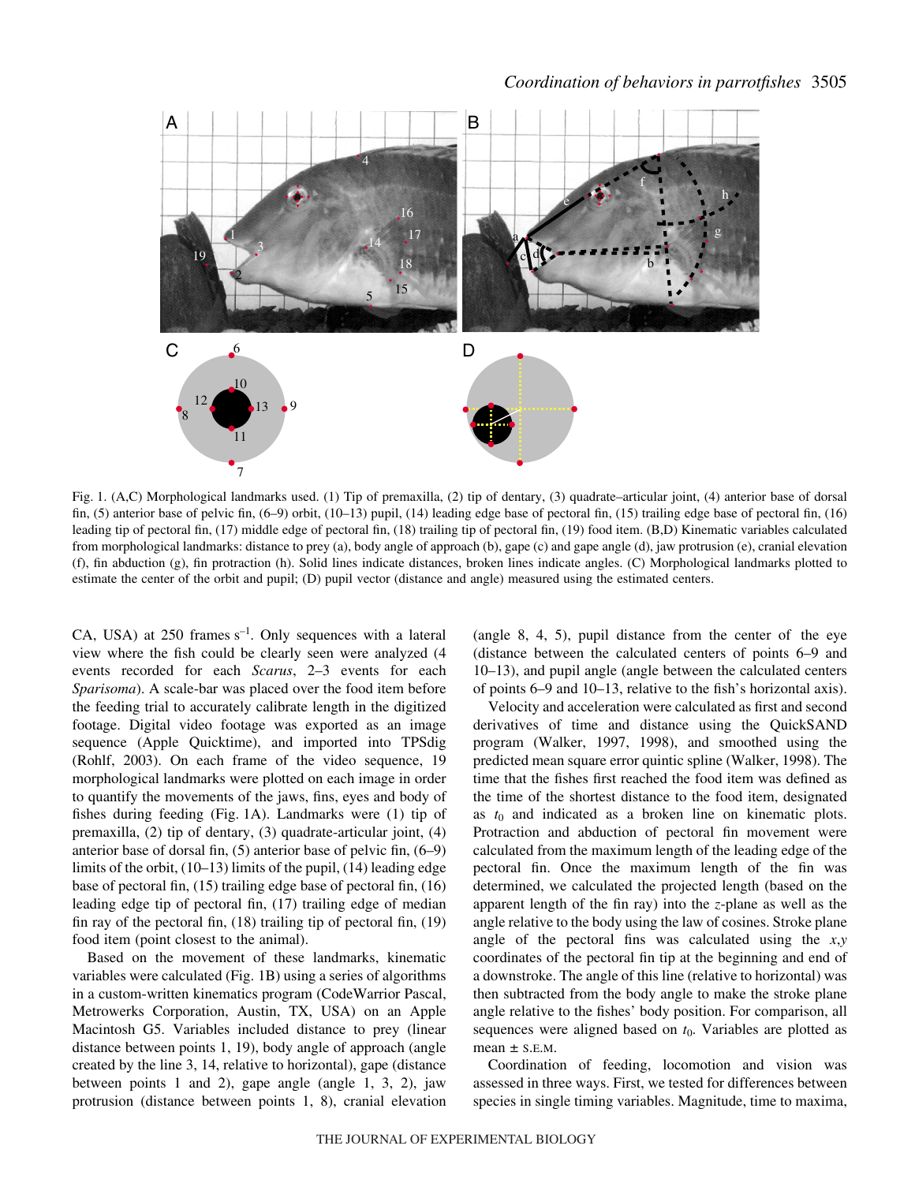Fig. 1. (A,C) Morphological landmarks used. (1) Tip of premaxilla, (2) tip of dentary, (3) quadrate–articular joint, (4) anterior base of dorsal fin, (5) anterior base of pelvic fin, (6–9) orbit, (10–13) pupil, (14) leading edge base of pectoral fin, (15) trailing edge base of pectoral fin, (16) leading tip of pectoral fin, (17) middle edge of pectoral fin, (18) trailing tip of pectoral fin, (19) food item. (B,D) Kinematic variables calculated from morphological landmarks: distance to prey (a), body angle of approach (b), gape (c) and gape angle (d), jaw protrusion (e), cranial elevation (f), fin abduction (g), fin protraction (h). Solid lines indicate distances, broken lines indicate angles. (C) Morphological landmarks plotted to estimate the center of the orbit and pupil; (D) pupil vector (distance and angle) measured using the estimated centers.

CA, USA) at 250 frames $s^{-1}$. Only sequences with a lateral view where the fish could be clearly seen were analyzed (4 events recorded for each *Scarus*, 2–3 events for each *Sparisoma*). A scale-bar was placed over the food item before the feeding trial to accurately calibrate length in the digitized footage. Digital video footage was exported as an image sequence (Apple Quicktime), and imported into TPSdig (Rohlf, 2003). On each frame of the video sequence, 19 morphological landmarks were plotted on each image in order to quantify the movements of the jaws, fins, eyes and body of fishes during feeding (Fig. 1A). Landmarks were (1) tip of premaxilla, (2) tip of dentary, (3) quadrate-articular joint, (4) anterior base of dorsal fin, (5) anterior base of pelvic fin, (6–9) limits of the orbit, (10–13) limits of the pupil, (14) leading edge base of pectoral fin, (15) trailing edge base of pectoral fin, (16) leading edge tip of pectoral fin, (17) trailing edge of median fin ray of the pectoral fin, (18) trailing tip of pectoral fin, (19) food item (point closest to the animal).

Based on the movement of these landmarks, kinematic variables were calculated (Fig. 1B) using a series of algorithms in a custom-written kinematics program (CodeWarrior Pascal, Metrowerks Corporation, Austin, TX, USA) on an Apple Macintosh G5. Variables included distance to prey (linear distance between points 1, 19), body angle of approach (angle created by the line 3, 14, relative to horizontal), gape (distance between points 1 and 2), gape angle (angle 1, 3, 2), jaw protrusion (distance between points 1, 8), cranial elevation (angle 8, 4, 5), pupil distance from the center of the eye (distance between the calculated centers of points 6–9 and 10–13), and pupil angle (angle between the calculated centers of points 6–9 and 10–13, relative to the fish's horizontal axis).

Velocity and acceleration were calculated as first and second derivatives of time and distance using the QuickSAND program (Walker, 1997, 1998), and smoothed using the predicted mean square error quintic spline (Walker, 1998). The time that the fishes first reached the food item was defined as the time of the shortest distance to the food item, designated as $t_0$ and indicated as a broken line on kinematic plots. Protraction and abduction of pectoral fin movement were calculated from the maximum length of the leading edge of the pectoral fin. Once the maximum length of the fin was determined, we calculated the projected length (based on the apparent length of the fin ray) into the $z$-plane as well as the angle relative to the body using the law of cosines. Stroke plane angle of the pectoral fins was calculated using the $x,y$ coordinates of the pectoral fin tip at the beginning and end of a downstroke. The angle of this line (relative to horizontal) was then subtracted from the body angle to make the stroke plane angle relative to the fishes' body position. For comparison, all sequences were aligned based on $t_0$. Variables are plotted as mean ± S.E.M.

Coordination of feeding, locomotion and vision was assessed in three ways. First, we tested for differences between species in single timing variables. Magnitude, time to maxima,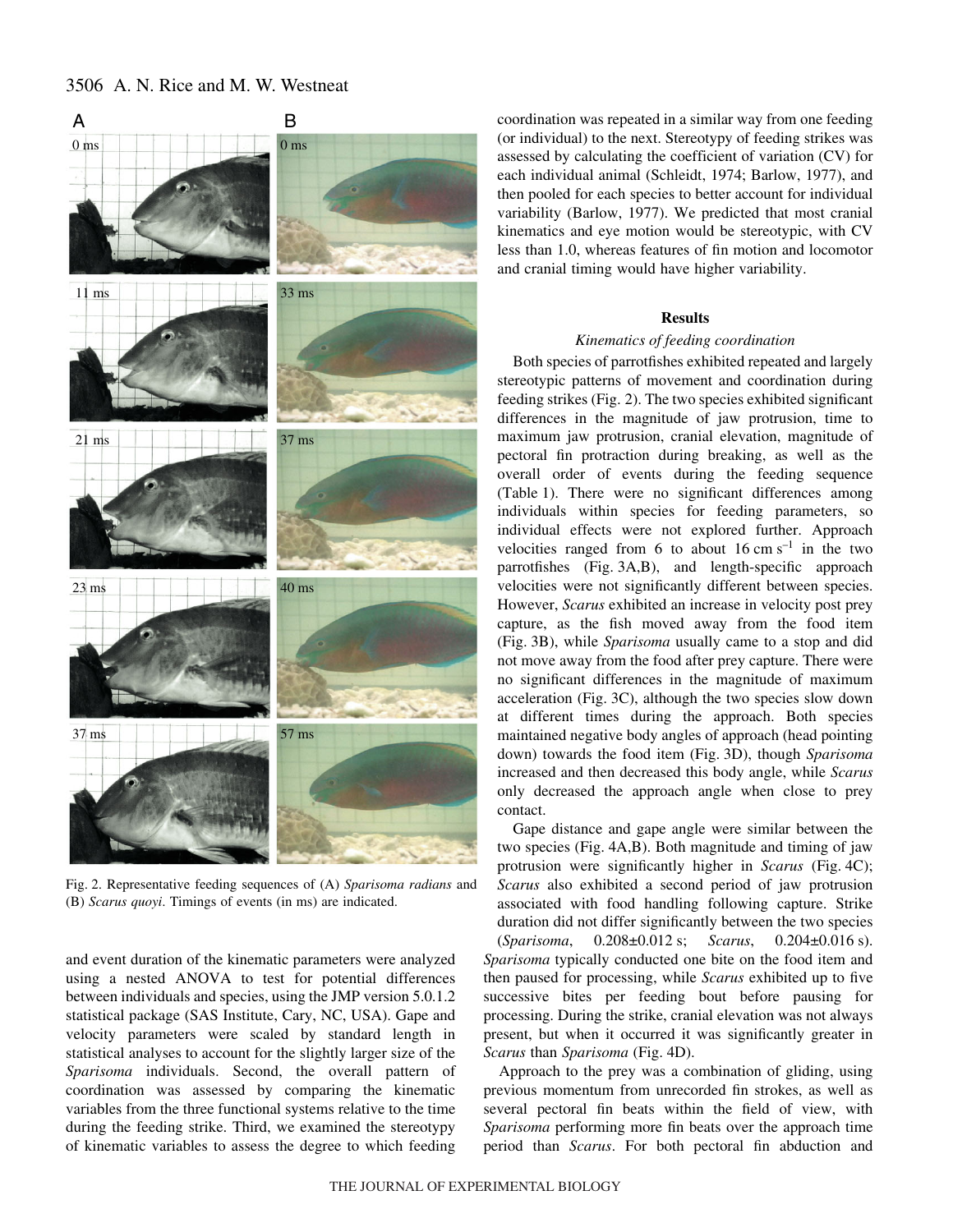Fig. 2. Representative feeding sequences of (A) *Sparisoma radians* and (B) *Scarus quoyi*. Timings of events (in ms) are indicated.

and event duration of the kinematic parameters were analyzed using a nested ANOVA to test for potential differences between individuals and species, using the JMP version 5.0.1.2 statistical package (SAS Institute, Cary, NC, USA). Gape and velocity parameters were scaled by standard length in statistical analyses to account for the slightly larger size of the *Sparisoma* individuals. Second, the overall pattern of coordination was assessed by comparing the kinematic variables from the three functional systems relative to the time during the feeding strike. Third, we examined the stereotypy of kinematic variables to assess the degree to which feeding coordination was repeated in a similar way from one feeding (or individual) to the next. Stereotypy of feeding strikes was assessed by calculating the coefficient of variation (CV) for each individual animal (Schleidt, 1974; Barlow, 1977), and then pooled for each species to better account for individual variability (Barlow, 1977). We predicted that most cranial kinematics and eye motion would be stereotypic, with CV less than 1.0, whereas features of fin motion and locomotor and cranial timing would have higher variability.

## Results

### *Kinematics of feeding coordination*

Both species of parrotfishes exhibited repeated and largely stereotypic patterns of movement and coordination during feeding strikes (Fig. 2). The two species exhibited significant differences in the magnitude of jaw protrusion, time to maximum jaw protrusion, cranial elevation, magnitude of pectoral fin protraction during breaking, as well as the overall order of events during the feeding sequence (Table 1). There were no significant differences among individuals within species for feeding parameters, so individual effects were not explored further. Approach velocities ranged from 6 to about 16 cm $s^{-1}$ in the two parrotfishes (Fig. 3A,B), and length-specific approach velocities were not significantly different between species. However, *Scarus* exhibited an increase in velocity post prey capture, as the fish moved away from the food item (Fig. 3B), while *Sparisoma* usually came to a stop and did not move away from the food after prey capture. There were no significant differences in the magnitude of maximum acceleration (Fig. 3C), although the two species slow down at different times during the approach. Both species maintained negative body angles of approach (head pointing down) towards the food item (Fig. 3D), though *Sparisoma* increased and then decreased this body angle, while *Scarus* only decreased the approach angle when close to prey contact.

Gape distance and gape angle were similar between the two species (Fig. 4A,B). Both magnitude and timing of jaw protrusion were significantly higher in *Scarus* (Fig. 4C); *Scarus* also exhibited a second period of jaw protrusion associated with food handling following capture. Strike duration did not differ significantly between the two species (*Sparisoma*, 0.208±0.012 s; *Scarus*, 0.204±0.016 s). *Sparisoma* typically conducted one bite on the food item and then paused for processing, while *Scarus* exhibited up to five successive bites per feeding bout before pausing for processing. During the strike, cranial elevation was not always present, but when it occurred it was significantly greater in *Scarus* than *Sparisoma* (Fig. 4D).

Approach to the prey was a combination of gliding, using previous momentum from unrecorded fin strokes, as well as several pectoral fin beats within the field of view, with *Sparisoma* performing more fin beats over the approach time period than *Scarus*. For both pectoral fin abduction and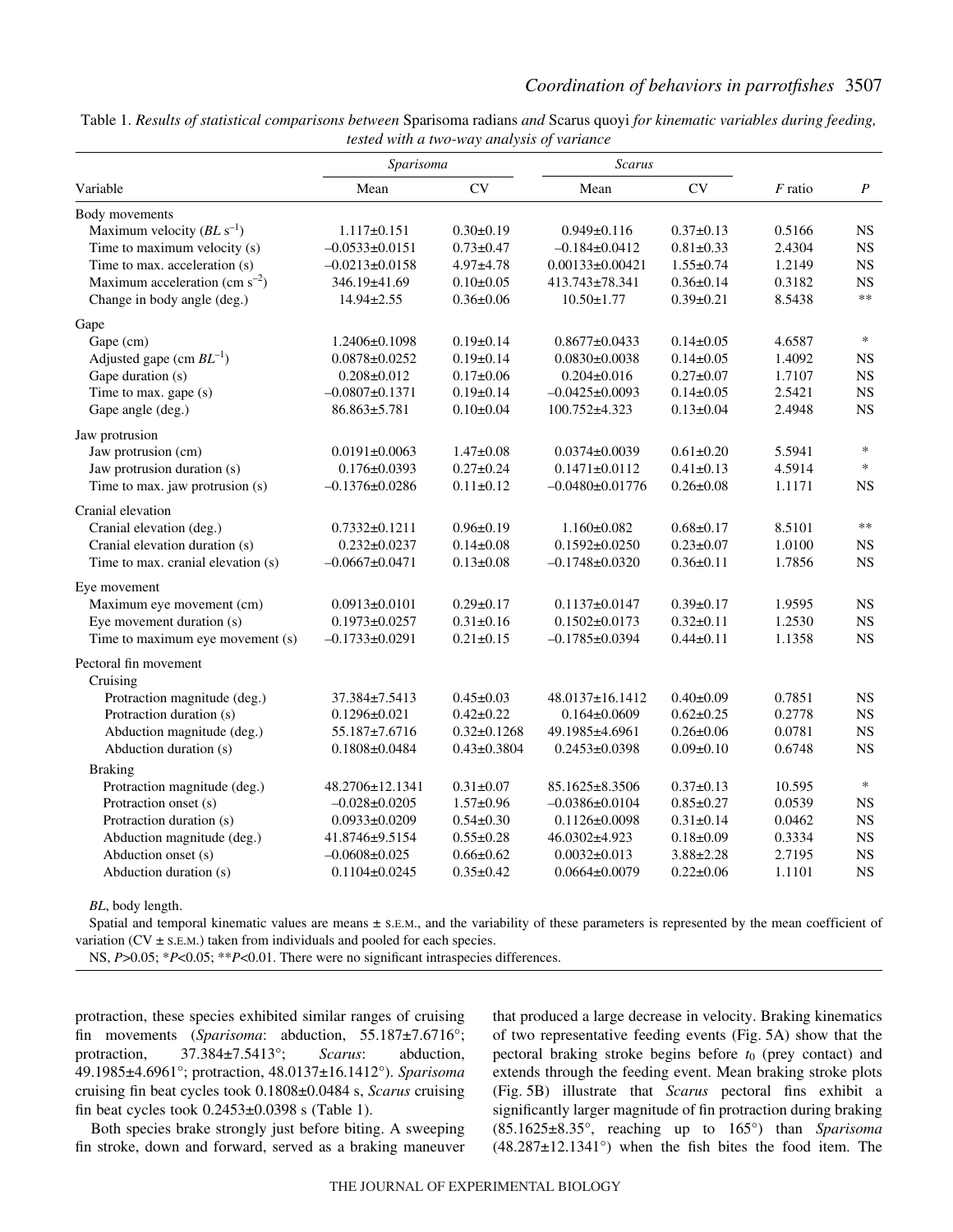Table 1. *Results of statistical comparisons between* Sparisoma radians *and* Scarus quoyi *for kinematic variables during feeding, tested with a two-way analysis of variance*

| Variable | *Sparisoma* | | *Scarus* | | | |
|---|---|---|---|---|---|---|
| | Mean | CV | Mean | CV | *F* ratio | *P* |
| **Body movements** | | | | | | |
| Maximum velocity ($BL\ s^{-1}$) | 1.117±0.151 | 0.30±0.19 | 0.949±0.116 | 0.37±0.13 | 0.5166 | NS |
| Time to maximum velocity (s) | –0.0533±0.0151 | 0.73±0.47 | –0.184±0.0412 | 0.81±0.33 | 2.4304 | NS |
| Time to max. acceleration (s) | –0.0213±0.0158 | 4.97±4.78 | 0.00133±0.00421 | 1.55±0.74 | 1.2149 | NS |
| Maximum acceleration ($cm\ s^{-2}$) | 346.19±41.69 | 0.10±0.05 | 413.743±78.341 | 0.36±0.14 | 0.3182 | NS |
| Change in body angle (deg.) | 14.94±2.55 | 0.36±0.06 | 10.50±1.77 | 0.39±0.21 | 8.5438 | ** |
| **Gape** | | | | | | |
| Gape (cm) | 1.2406±0.1098 | 0.19±0.14 | 0.8677±0.0433 | 0.14±0.05 | 4.6587 | * |
| Adjusted gape ($cm\ BL^{-1}$) | 0.0878±0.0252 | 0.19±0.14 | 0.0830±0.0038 | 0.14±0.05 | 1.4092 | NS |
| Gape duration (s) | 0.208±0.012 | 0.17±0.06 | 0.204±0.016 | 0.27±0.07 | 1.7107 | NS |
| Time to max. gape (s) | –0.0807±0.1371 | 0.19±0.14 | –0.0425±0.0093 | 0.14±0.05 | 2.5421 | NS |
| Gape angle (deg.) | 86.863±5.781 | 0.10±0.04 | 100.752±4.323 | 0.13±0.04 | 2.4948 | NS |
| **Jaw protrusion** | | | | | | |
| Jaw protrusion (cm) | 0.0191±0.0063 | 1.47±0.08 | 0.0374±0.0039 | 0.61±0.20 | 5.5941 | * |
| Jaw protrusion duration (s) | 0.176±0.0393 | 0.27±0.24 | 0.1471±0.0112 | 0.41±0.13 | 4.5914 | * |
| Time to max. jaw protrusion (s) | –0.1376±0.0286 | 0.11±0.12 | –0.0480±0.01776 | 0.26±0.08 | 1.1171 | NS |
| **Cranial elevation** | | | | | | |
| Cranial elevation (deg.) | 0.7332±0.1211 | 0.96±0.19 | 1.160±0.082 | 0.68±0.17 | 8.5101 | ** |
| Cranial elevation duration (s) | 0.232±0.0237 | 0.14±0.08 | 0.1592±0.0250 | 0.23±0.07 | 1.0100 | NS |
| Time to max. cranial elevation (s) | –0.0667±0.0471 | 0.13±0.08 | –0.1748±0.0320 | 0.36±0.11 | 1.7856 | NS |
| **Eye movement** | | | | | | |
| Maximum eye movement (cm) | 0.0913±0.0101 | 0.29±0.17 | 0.1137±0.0147 | 0.39±0.17 | 1.9595 | NS |
| Eye movement duration (s) | 0.1973±0.0257 | 0.31±0.16 | 0.1502±0.0173 | 0.32±0.11 | 1.2530 | NS |
| Time to maximum eye movement (s) | –0.1733±0.0291 | 0.21±0.15 | –0.1785±0.0394 | 0.44±0.11 | 1.1358 | NS |
| **Pectoral fin movement** | | | | | | |
| Cruising | | | | | | |
| Protraction magnitude (deg.) | 37.384±7.5413 | 0.45±0.03 | 48.0137±16.1412 | 0.40±0.09 | 0.7851 | NS |
| Protraction duration (s) | 0.1296±0.021 | 0.42±0.22 | 0.164±0.0609 | 0.62±0.25 | 0.2778 | NS |
| Abduction magnitude (deg.) | 55.187±7.6716 | 0.32±0.1268 | 49.1985±4.6961 | 0.26±0.06 | 0.0781 | NS |
| Abduction duration (s) | 0.1808±0.0484 | 0.43±0.3804 | 0.2453±0.0398 | 0.09±0.10 | 0.6748 | NS |
| Braking | | | | | | |
| Protraction magnitude (deg.) | 48.2706±12.1341 | 0.31±0.07 | 85.1625±8.3506 | 0.37±0.13 | 10.595 | * |
| Protraction onset (s) | –0.028±0.0205 | 1.57±0.96 | –0.0386±0.0104 | 0.85±0.27 | 0.0539 | NS |
| Protraction duration (s) | 0.0933±0.0209 | 0.54±0.30 | 0.1126±0.0098 | 0.31±0.14 | 0.0462 | NS |
| Abduction magnitude (deg.) | 41.8746±9.5154 | 0.55±0.28 | 46.0302±4.923 | 0.18±0.09 | 0.3334 | NS |
| Abduction onset (s) | –0.0608±0.025 | 0.66±0.62 | 0.0032±0.013 | 3.88±2.28 | 2.7195 | NS |
| Abduction duration (s) | 0.1104±0.0245 | 0.35±0.42 | 0.0664±0.0079 | 0.22±0.06 | 1.1101 | NS |

*BL*, body length.

Spatial and temporal kinematic values are means ± S.E.M., and the variability of these parameters is represented by the mean coefficient of variation (CV ± S.E.M.) taken from individuals and pooled for each species.

NS, $P>0.05$; *$P<0.05$; **$P<0.01$. There were no significant intraspecies differences.

protraction, these species exhibited similar ranges of cruising fin movements (*Sparisoma*: abduction, 55.187±7.6716°; protraction, 37.384±7.5413°; *Scarus*: abduction, 49.1985±4.6961°; protraction, 48.0137±16.1412°). *Sparisoma* cruising fin beat cycles took 0.1808±0.0484 s, *Scarus* cruising fin beat cycles took 0.2453±0.0398 s (Table 1).

Both species brake strongly just before biting. A sweeping fin stroke, down and forward, served as a braking maneuver that produced a large decrease in velocity. Braking kinematics of two representative feeding events (Fig. 5A) show that the pectoral braking stroke begins before $t_0$ (prey contact) and extends through the feeding event. Mean braking stroke plots (Fig. 5B) illustrate that *Scarus* pectoral fins exhibit a significantly larger magnitude of fin protraction during braking (85.1625±8.35°, reaching up to 165°) than *Sparisoma* (48.287±12.1341°) when the fish bites the food item. The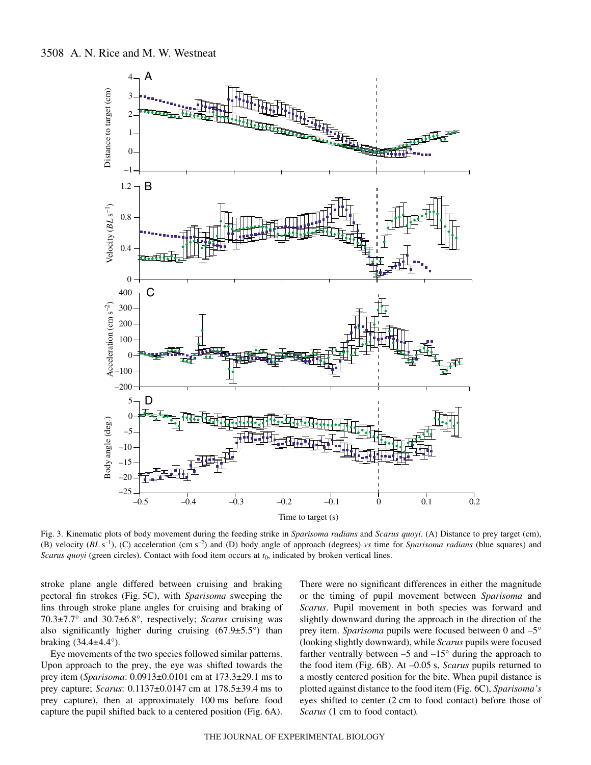Fig. 3. Kinematic plots of body movement during the feeding strike in *Sparisoma radians* and *Scarus quoyi*. (A) Distance to prey target (cm), (B) velocity ($BL\ s^{-1}$), (C) acceleration ($cm\ s^{-2}$) and (D) body angle of approach (degrees) *vs* time for *Sparisoma radians* (blue squares) and *Scarus quoyi* (green circles). Contact with food item occurs at $t_0$, indicated by broken vertical lines.

stroke plane angle differed between cruising and braking pectoral fin strokes (Fig. 5C), with *Sparisoma* sweeping the fins through stroke plane angles for cruising and braking of 70.3±7.7° and 30.7±6.8°, respectively; *Scarus* cruising was also significantly higher during cruising (67.9±5.5°) than braking (34.4±4.4°).

Eye movements of the two species followed similar patterns. Upon approach to the prey, the eye was shifted towards the prey item (*Sparisoma*: 0.0913±0.0101 cm at 173.3±29.1 ms to prey capture; *Scarus*: 0.1137±0.0147 cm at 178.5±39.4 ms to prey capture), then at approximately 100 ms before food capture the pupil shifted back to a centered position (Fig. 6A). There were no significant differences in either the magnitude or the timing of pupil movement between *Sparisoma* and *Scarus*. Pupil movement in both species was forward and slightly downward during the approach in the direction of the prey item. *Sparisoma* pupils were focused between 0 and –5° (looking slightly downward), while *Scarus* pupils were focused farther ventrally between –5 and –15° during the approach to the food item (Fig. 6B). At –0.05 s, *Scarus* pupils returned to a mostly centered position for the bite. When pupil distance is plotted against distance to the food item (Fig. 6C), *Sparisoma's* eyes shifted to center (2 cm to food contact) before those of *Scarus* (1 cm to food contact).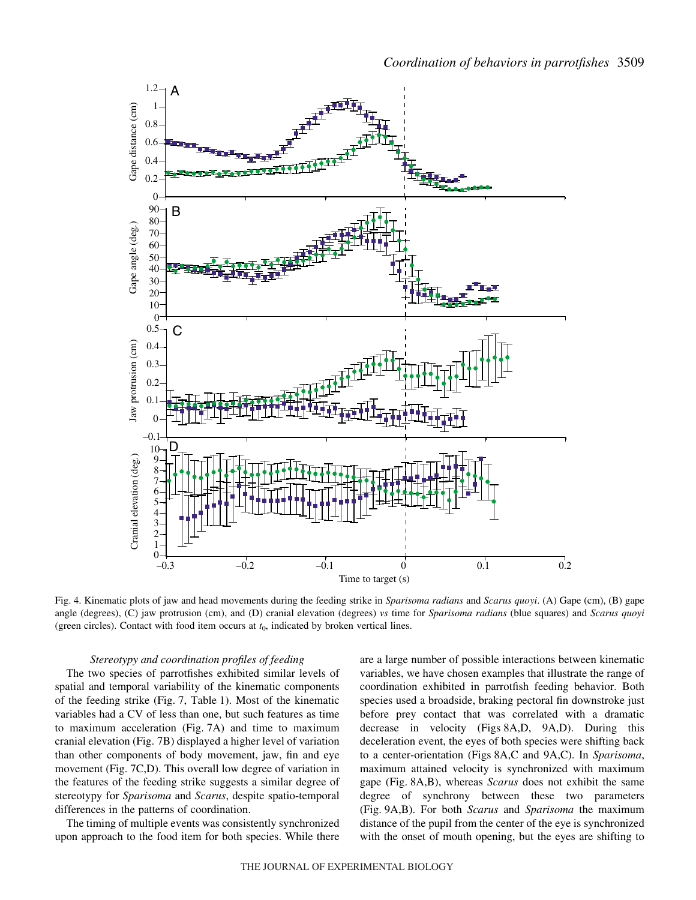Fig. 4. Kinematic plots of jaw and head movements during the feeding strike in *Sparisoma radians* and *Scarus quoyi*. (A) Gape (cm), (B) gape angle (degrees), (C) jaw protrusion (cm), and (D) cranial elevation (degrees) *vs* time for *Sparisoma radians* (blue squares) and *Scarus quoyi* (green circles). Contact with food item occurs at $t_0$, indicated by broken vertical lines.

### *Stereotypy and coordination profiles of feeding*

The two species of parrotfishes exhibited similar levels of spatial and temporal variability of the kinematic components of the feeding strike (Fig. 7, Table 1). Most of the kinematic variables had a CV of less than one, but such features as time to maximum acceleration (Fig. 7A) and time to maximum cranial elevation (Fig. 7B) displayed a higher level of variation than other components of body movement, jaw, fin and eye movement (Fig. 7C,D). This overall low degree of variation in the features of the feeding strike suggests a similar degree of stereotypy for *Sparisoma* and *Scarus*, despite spatio-temporal differences in the patterns of coordination.

The timing of multiple events was consistently synchronized upon approach to the food item for both species. While there are a large number of possible interactions between kinematic variables, we have chosen examples that illustrate the range of coordination exhibited in parrotfish feeding behavior. Both species used a broadside, braking pectoral fin downstroke just before prey contact that was correlated with a dramatic decrease in velocity (Figs 8A,D, 9A,D). During this deceleration event, the eyes of both species were shifting back to a center-orientation (Figs 8A,C and 9A,C). In *Sparisoma*, maximum attained velocity is synchronized with maximum gape (Fig. 8A,B), whereas *Scarus* does not exhibit the same degree of synchrony between these two parameters (Fig. 9A,B). For both *Scarus* and *Sparisoma* the maximum distance of the pupil from the center of the eye is synchronized with the onset of mouth opening, but the eyes are shifting to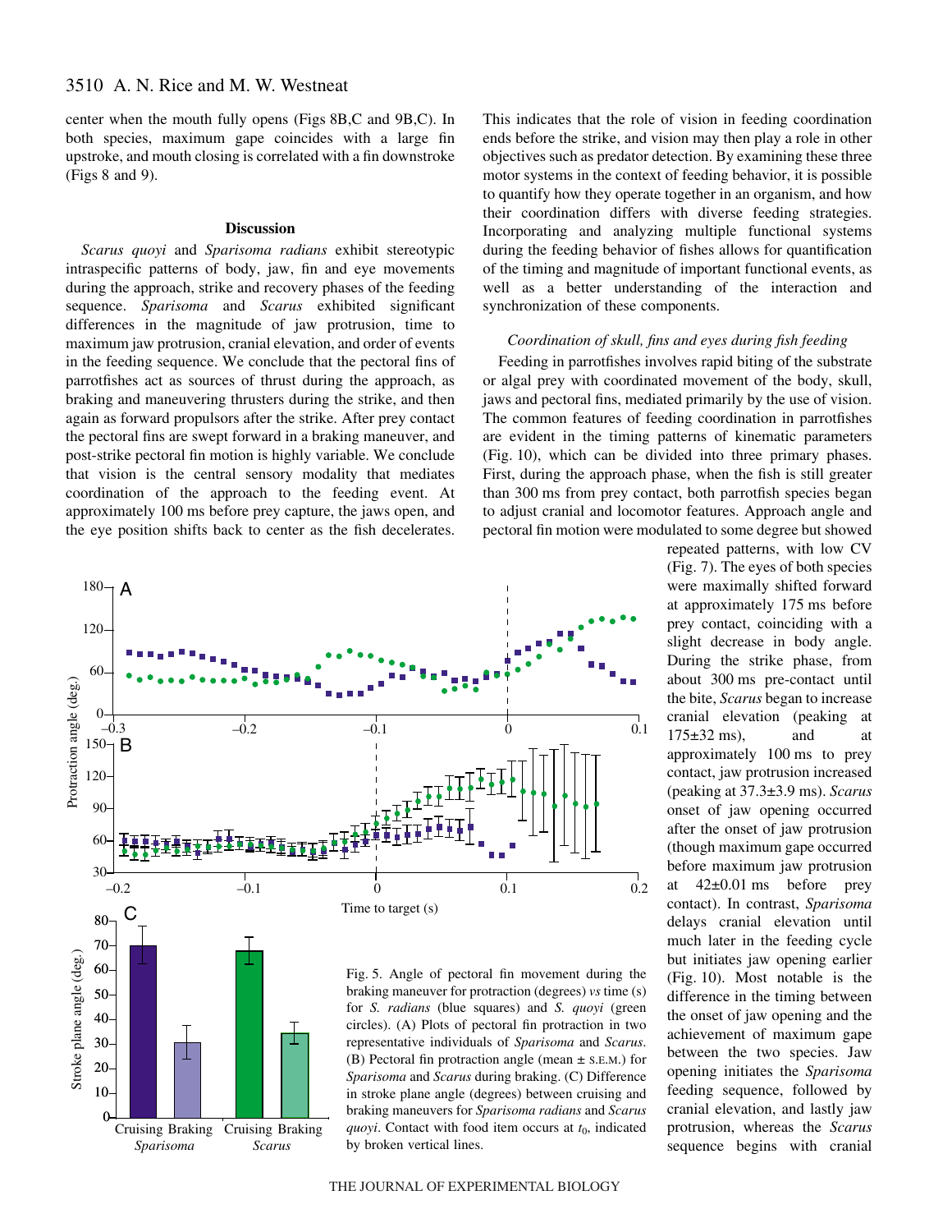center when the mouth fully opens (Figs 8B,C and 9B,C). In both species, maximum gape coincides with a large fin upstroke, and mouth closing is correlated with a fin downstroke (Figs 8 and 9).

## Discussion

*Scarus quoyi* and *Sparisoma radians* exhibit stereotypic intraspecific patterns of body, jaw, fin and eye movements during the approach, strike and recovery phases of the feeding sequence. *Sparisoma* and *Scarus* exhibited significant differences in the magnitude of jaw protrusion, time to maximum jaw protrusion, cranial elevation, and order of events in the feeding sequence. We conclude that the pectoral fins of parrotfishes act as sources of thrust during the approach, as braking and maneuvering thrusters during the strike, and then again as forward propulsors after the strike. After prey contact the pectoral fins are swept forward in a braking maneuver, and post-strike pectoral fin motion is highly variable. We conclude that vision is the central sensory modality that mediates coordination of the approach to the feeding event. At approximately 100 ms before prey capture, the jaws open, and the eye position shifts back to center as the fish decelerates. This indicates that the role of vision in feeding coordination ends before the strike, and vision may then play a role in other objectives such as predator detection. By examining these three motor systems in the context of feeding behavior, it is possible to quantify how they operate together in an organism, and how their coordination differs with diverse feeding strategies. Incorporating and analyzing multiple functional systems during the feeding behavior of fishes allows for quantification of the timing and magnitude of important functional events, as well as a better understanding of the interaction and synchronization of these components.

### *Coordination of skull, fins and eyes during fish feeding*

Feeding in parrotfishes involves rapid biting of the substrate or algal prey with coordinated movement of the body, skull, jaws and pectoral fins, mediated primarily by the use of vision. The common features of feeding coordination in parrotfishes are evident in the timing patterns of kinematic parameters (Fig. 10), which can be divided into three primary phases. First, during the approach phase, when the fish is still greater than 300 ms from prey contact, both parrotfish species began to adjust cranial and locomotor features. Approach angle and pectoral fin motion were modulated to some degree but showed repeated patterns, with low CV (Fig. 7). The eyes of both species were maximally shifted forward at approximately 175 ms before prey contact, coinciding with a slight decrease in body angle. During the strike phase, from about 300 ms pre-contact until the bite, *Scarus* began to increase cranial elevation (peaking at 175±32 ms), and at approximately 100 ms to prey contact, jaw protrusion increased (peaking at 37.3±3.9 ms). *Scarus* onset of jaw opening occurred after the onset of jaw protrusion (though maximum gape occurred before maximum jaw protrusion at 42±0.01 ms before prey contact). In contrast, *Sparisoma* delays cranial elevation until much later in the feeding cycle but initiates jaw opening earlier (Fig. 10). Most notable is the difference in the timing between the onset of jaw opening and the achievement of maximum gape between the two species. Jaw opening initiates the *Sparisoma* feeding sequence, followed by cranial elevation, and lastly jaw protrusion, whereas the *Scarus* sequence begins with cranial

Fig. 5. Angle of pectoral fin movement during the braking maneuver for protraction (degrees) *vs* time (s) for *S. radians* (blue squares) and *S. quoyi* (green circles). (A) Plots of pectoral fin protraction in two representative individuals of *Sparisoma* and *Scarus*. (B) Pectoral fin protraction angle (mean ± S.E.M.) for *Sparisoma* and *Scarus* during braking. (C) Difference in stroke plane angle (degrees) between cruising and braking maneuvers for *Sparisoma radians* and *Scarus quoyi*. Contact with food item occurs at $t_0$, indicated by broken vertical lines.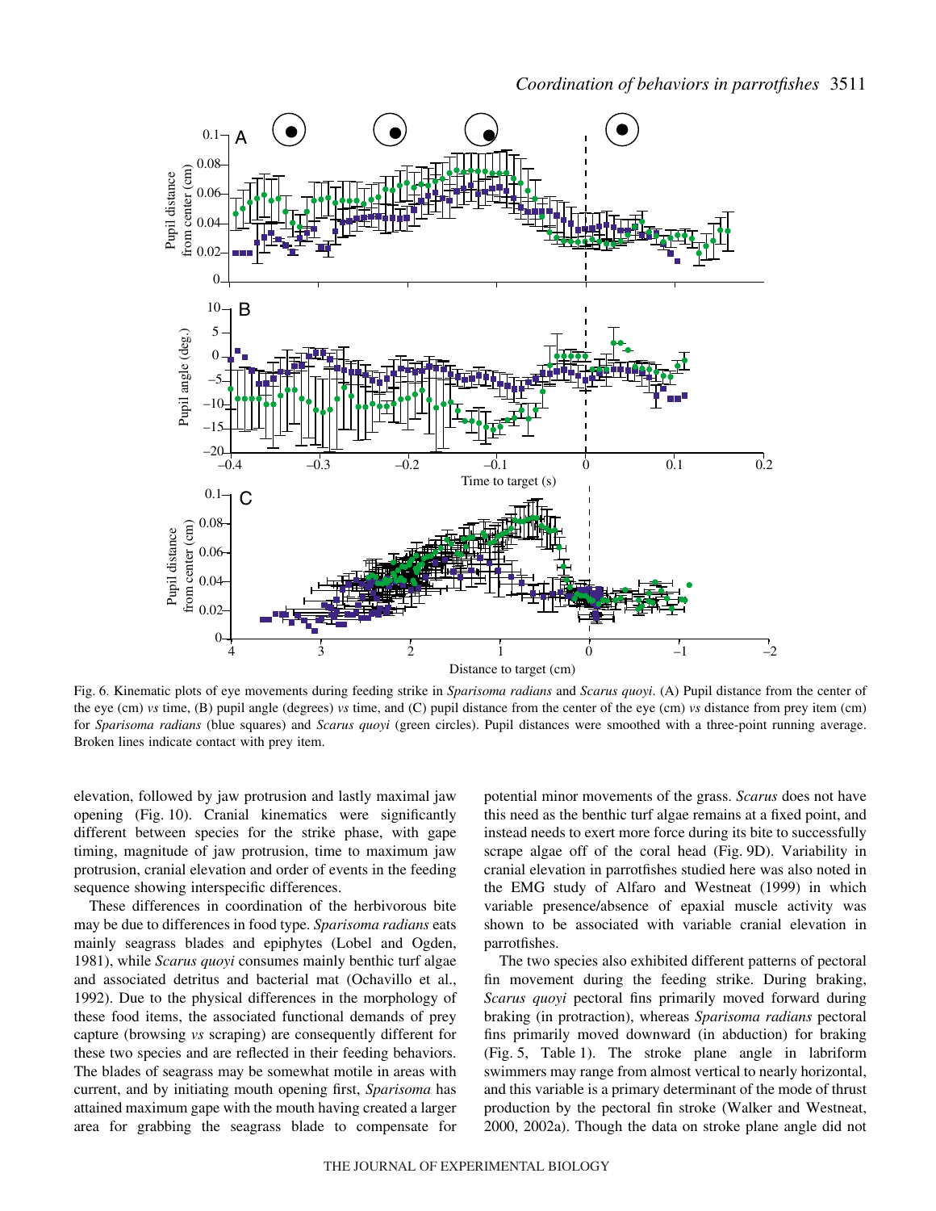Fig. 6. Kinematic plots of eye movements during feeding strike in *Sparisoma radians* and *Scarus quoyi*. (A) Pupil distance from the center of the eye (cm) *vs* time, (B) pupil angle (degrees) *vs* time, and (C) pupil distance from the center of the eye (cm) *vs* distance from prey item (cm) for *Sparisoma radians* (blue squares) and *Scarus quoyi* (green circles). Pupil distances were smoothed with a three-point running average. Broken lines indicate contact with prey item.

elevation, followed by jaw protrusion and lastly maximal jaw opening (Fig. 10). Cranial kinematics were significantly different between species for the strike phase, with gape timing, magnitude of jaw protrusion, time to maximum jaw protrusion, cranial elevation and order of events in the feeding sequence showing interspecific differences.

These differences in coordination of the herbivorous bite may be due to differences in food type. *Sparisoma radians* eats mainly seagrass blades and epiphytes (Lobel and Ogden, 1981), while *Scarus quoyi* consumes mainly benthic turf algae and associated detritus and bacterial mat (Ochavillo et al., 1992). Due to the physical differences in the morphology of these food items, the associated functional demands of prey capture (browsing *vs* scraping) are consequently different for these two species and are reflected in their feeding behaviors. The blades of seagrass may be somewhat motile in areas with current, and by initiating mouth opening first, *Sparisoma* has attained maximum gape with the mouth having created a larger area for grabbing the seagrass blade to compensate for potential minor movements of the grass. *Scarus* does not have this need as the benthic turf algae remains at a fixed point, and instead needs to exert more force during its bite to successfully scrape algae off of the coral head (Fig. 9D). Variability in cranial elevation in parrotfishes studied here was also noted in the EMG study of Alfaro and Westneat (1999) in which variable presence/absence of epaxial muscle activity was shown to be associated with variable cranial elevation in parrotfishes.

The two species also exhibited different patterns of pectoral fin movement during the feeding strike. During braking, *Scarus quoyi* pectoral fins primarily moved forward during braking (in protraction), whereas *Sparisoma radians* pectoral fins primarily moved downward (in abduction) for braking (Fig. 5, Table 1). The stroke plane angle in labriform swimmers may range from almost vertical to nearly horizontal, and this variable is a primary determinant of the mode of thrust production by the pectoral fin stroke (Walker and Westneat, 2000, 2002a). Though the data on stroke plane angle did not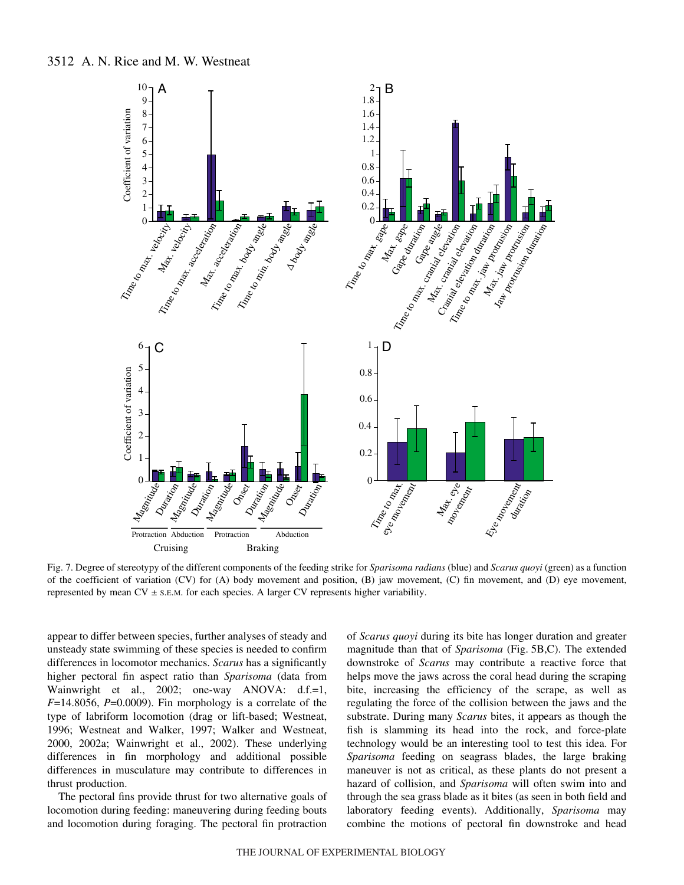Fig. 7. Degree of stereotypy of the different components of the feeding strike for *Sparisoma radians* (blue) and *Scarus quoyi* (green) as a function of the coefficient of variation (CV) for (A) body movement and position, (B) jaw movement, (C) fin movement, and (D) eye movement, represented by mean CV ± S.E.M. for each species. A larger CV represents higher variability.

appear to differ between species, further analyses of steady and unsteady state swimming of these species is needed to confirm differences in locomotor mechanics. *Scarus* has a significantly higher pectoral fin aspect ratio than *Sparisoma* (data from Wainwright et al., 2002; one-way ANOVA: d.f.=1, $F$=14.8056, $P$=0.0009). Fin morphology is a correlate of the type of labriform locomotion (drag or lift-based; Westneat, 1996; Westneat and Walker, 1997; Walker and Westneat, 2000, 2002a; Wainwright et al., 2002). These underlying differences in fin morphology and additional possible differences in musculature may contribute to differences in thrust production.

The pectoral fins provide thrust for two alternative goals of locomotion during feeding: maneuvering during feeding bouts and locomotion during foraging. The pectoral fin protraction of *Scarus quoyi* during its bite has longer duration and greater magnitude than that of *Sparisoma* (Fig. 5B,C). The extended downstroke of *Scarus* may contribute a reactive force that helps move the jaws across the coral head during the scraping bite, increasing the efficiency of the scrape, as well as regulating the force of the collision between the jaws and the substrate. During many *Scarus* bites, it appears as though the fish is slamming its head into the rock, and force-plate technology would be an interesting tool to test this idea. For *Sparisoma* feeding on seagrass blades, the large braking maneuver is not as critical, as these plants do not present a hazard of collision, and *Sparisoma* will often swim into and through the sea grass blade as it bites (as seen in both field and laboratory feeding events). Additionally, *Sparisoma* may combine the motions of pectoral fin downstroke and head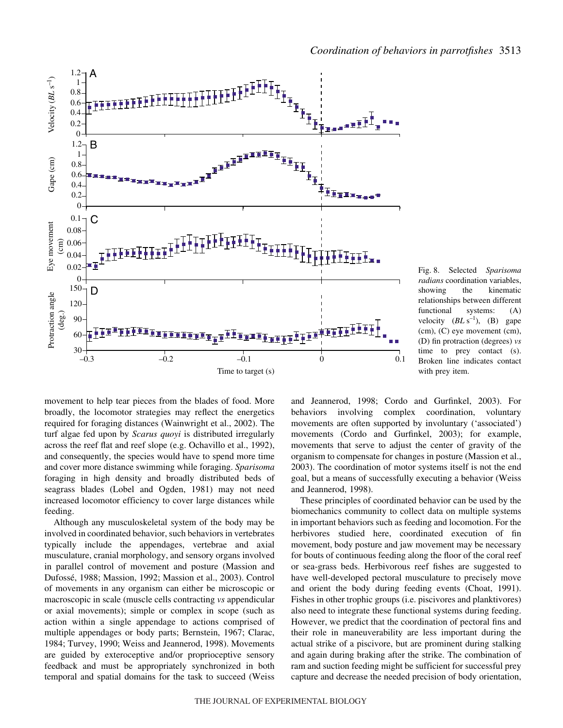Fig. 8. Selected *Sparisoma radians* coordination variables, showing the kinematic relationships between different functional systems: (A) velocity ($BL\ s^{-1}$), (B) gape (cm), (C) eye movement (cm), (D) fin protraction (degrees) *vs* time to prey contact (s). Broken line indicates contact with prey item.

movement to help tear pieces from the blades of food. More broadly, the locomotor strategies may reflect the energetics required for foraging distances (Wainwright et al., 2002). The turf algae fed upon by *Scarus quoyi* is distributed irregularly across the reef flat and reef slope (e.g. Ochavillo et al., 1992), and consequently, the species would have to spend more time and cover more distance swimming while foraging. *Sparisoma* foraging in high density and broadly distributed beds of seagrass blades (Lobel and Ogden, 1981) may not need increased locomotor efficiency to cover large distances while feeding.

Although any musculoskeletal system of the body may be involved in coordinated behavior, such behaviors in vertebrates typically include the appendages, vertebrae and axial musculature, cranial morphology, and sensory organs involved in parallel control of movement and posture (Massion and Dufossé, 1988; Massion, 1992; Massion et al., 2003). Control of movements in any organism can either be microscopic or macroscopic in scale (muscle cells contracting *vs* appendicular or axial movements); simple or complex in scope (such as action within a single appendage to actions comprised of multiple appendages or body parts; Bernstein, 1967; Clarac, 1984; Turvey, 1990; Weiss and Jeannerod, 1998). Movements are guided by exteroceptive and/or proprioceptive sensory feedback and must be appropriately synchronized in both temporal and spatial domains for the task to succeed (Weiss and Jeannerod, 1998; Cordo and Gurfinkel, 2003). For behaviors involving complex coordination, voluntary movements are often supported by involuntary ('associated') movements (Cordo and Gurfinkel, 2003); for example, movements that serve to adjust the center of gravity of the organism to compensate for changes in posture (Massion et al., 2003). The coordination of motor systems itself is not the end goal, but a means of successfully executing a behavior (Weiss and Jeannerod, 1998).

These principles of coordinated behavior can be used by the biomechanics community to collect data on multiple systems in important behaviors such as feeding and locomotion. For the herbivores studied here, coordinated execution of fin movement, body posture and jaw movement may be necessary for bouts of continuous feeding along the floor of the coral reef or sea-grass beds. Herbivorous reef fishes are suggested to have well-developed pectoral musculature to precisely move and orient the body during feeding events (Choat, 1991). Fishes in other trophic groups (i.e. piscivores and planktivores) also need to integrate these functional systems during feeding. However, we predict that the coordination of pectoral fins and their role in maneuverability are less important during the actual strike of a piscivore, but are prominent during stalking and again during braking after the strike. The combination of ram and suction feeding might be sufficient for successful prey capture and decrease the needed precision of body orientation,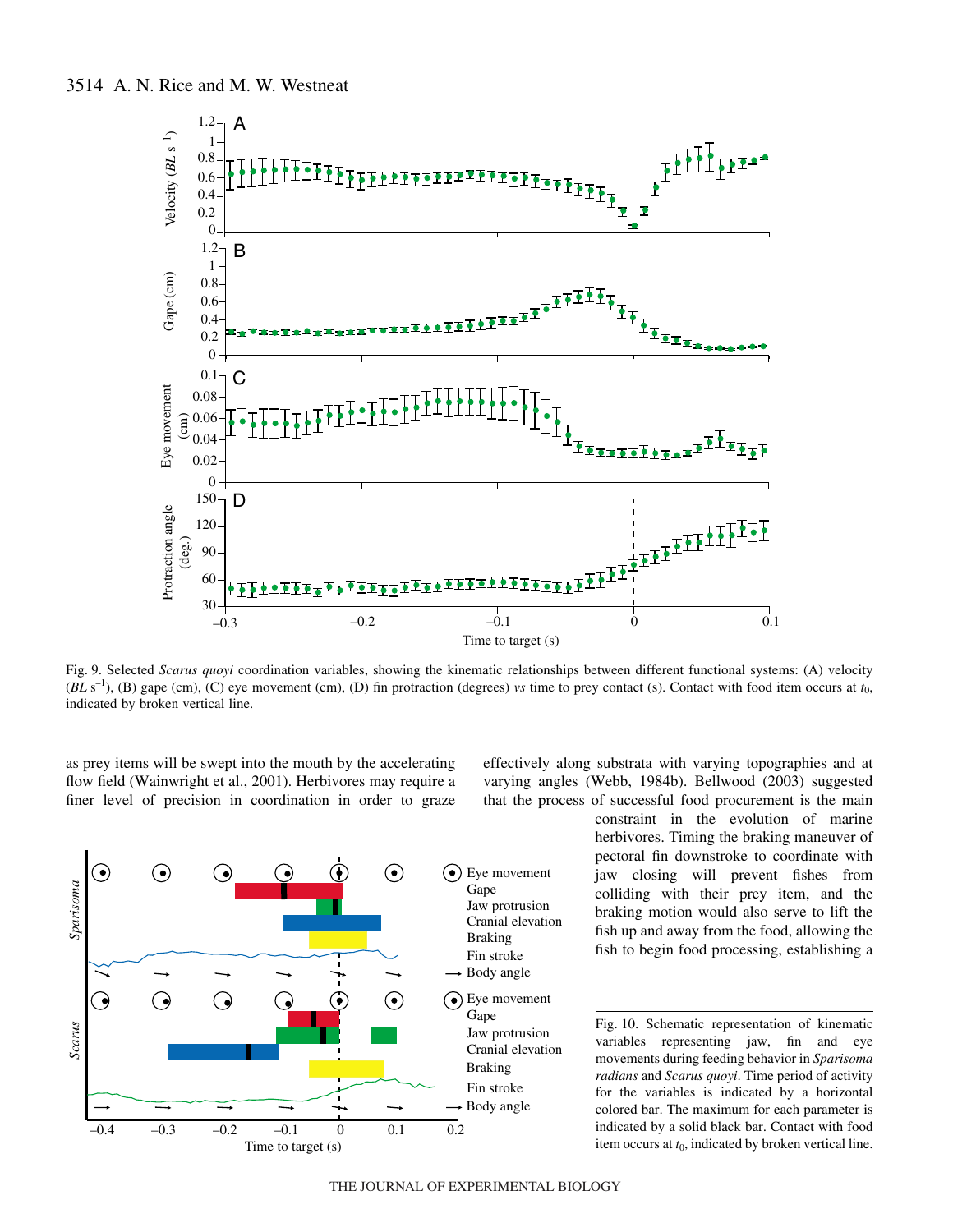Fig. 9. Selected *Scarus quoyi* coordination variables, showing the kinematic relationships between different functional systems: (A) velocity ($BL\ s^{-1}$), (B) gape (cm), (C) eye movement (cm), (D) fin protraction (degrees) *vs* time to prey contact (s). Contact with food item occurs at $t_0$, indicated by broken vertical line.

as prey items will be swept into the mouth by the accelerating flow field (Wainwright et al., 2001). Herbivores may require a finer level of precision in coordination in order to graze effectively along substrata with varying topographies and at varying angles (Webb, 1984b). Bellwood (2003) suggested that the process of successful food procurement is the main constraint in the evolution of marine herbivores. Timing the braking maneuver of pectoral fin downstroke to coordinate with jaw closing will prevent fishes from colliding with their prey item, and the braking motion would also serve to lift the fish up and away from the food, allowing the fish to begin food processing, establishing a

Fig. 10. Schematic representation of kinematic variables representing jaw, fin and eye movements during feeding behavior in *Sparisoma radians* and *Scarus quoyi*. Time period of activity for the variables is indicated by a horizontal colored bar. The maximum for each parameter is indicated by a solid black bar. Contact with food item occurs at $t_0$, indicated by broken vertical line.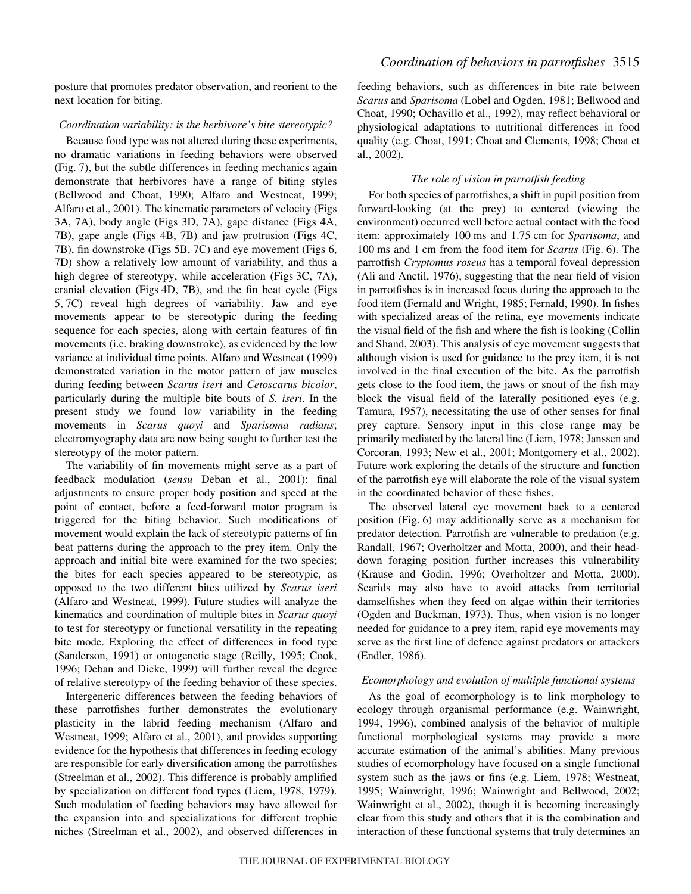posture that promotes predator observation, and reorient to the next location for biting.

### *Coordination variability: is the herbivore's bite stereotypic?*

Because food type was not altered during these experiments, no dramatic variations in feeding behaviors were observed (Fig. 7), but the subtle differences in feeding mechanics again demonstrate that herbivores have a range of biting styles (Bellwood and Choat, 1990; Alfaro and Westneat, 1999; Alfaro et al., 2001). The kinematic parameters of velocity (Figs 3A, 7A), body angle (Figs 3D, 7A), gape distance (Figs 4A, 7B), gape angle (Figs 4B, 7B) and jaw protrusion (Figs 4C, 7B), fin downstroke (Figs 5B, 7C) and eye movement (Figs 6, 7D) show a relatively low amount of variability, and thus a high degree of stereotypy, while acceleration (Figs 3C, 7A), cranial elevation (Figs 4D, 7B), and the fin beat cycle (Figs 5, 7C) reveal high degrees of variability. Jaw and eye movements appear to be stereotypic during the feeding sequence for each species, along with certain features of fin movements (i.e. braking downstroke), as evidenced by the low variance at individual time points. Alfaro and Westneat (1999) demonstrated variation in the motor pattern of jaw muscles during feeding between *Scarus iseri* and *Cetoscarus bicolor*, particularly during the multiple bite bouts of *S. iseri*. In the present study we found low variability in the feeding movements in *Scarus quoyi* and *Sparisoma radians*; electromyography data are now being sought to further test the stereotypy of the motor pattern.

The variability of fin movements might serve as a part of feedback modulation (*sensu* Deban et al., 2001): final adjustments to ensure proper body position and speed at the point of contact, before a feed-forward motor program is triggered for the biting behavior. Such modifications of movement would explain the lack of stereotypic patterns of fin beat patterns during the approach to the prey item. Only the approach and initial bite were examined for the two species; the bites for each species appeared to be stereotypic, as opposed to the two different bites utilized by *Scarus iseri* (Alfaro and Westneat, 1999). Future studies will analyze the kinematics and coordination of multiple bites in *Scarus quoyi* to test for stereotypy or functional versatility in the repeating bite mode. Exploring the effect of differences in food type (Sanderson, 1991) or ontogenetic stage (Reilly, 1995; Cook, 1996; Deban and Dicke, 1999) will further reveal the degree of relative stereotypy of the feeding behavior of these species.

Intergeneric differences between the feeding behaviors of these parrotfishes further demonstrates the evolutionary plasticity in the labrid feeding mechanism (Alfaro and Westneat, 1999; Alfaro et al., 2001), and provides supporting evidence for the hypothesis that differences in feeding ecology are responsible for early diversification among the parrotfishes (Streelman et al., 2002). This difference is probably amplified by specialization on different food types (Liem, 1978, 1979). Such modulation of feeding behaviors may have allowed for the expansion into and specializations for different trophic niches (Streelman et al., 2002), and observed differences in feeding behaviors, such as differences in bite rate between *Scarus* and *Sparisoma* (Lobel and Ogden, 1981; Bellwood and Choat, 1990; Ochavillo et al., 1992), may reflect behavioral or physiological adaptations to nutritional differences in food quality (e.g. Choat, 1991; Choat and Clements, 1998; Choat et al., 2002).

### *The role of vision in parrotfish feeding*

For both species of parrotfishes, a shift in pupil position from forward-looking (at the prey) to centered (viewing the environment) occurred well before actual contact with the food item: approximately 100 ms and 1.75 cm for *Sparisoma*, and 100 ms and 1 cm from the food item for *Scarus* (Fig. 6). The parrotfish *Cryptomus roseus* has a temporal foveal depression (Ali and Anctil, 1976), suggesting that the near field of vision in parrotfishes is in increased focus during the approach to the food item (Fernald and Wright, 1985; Fernald, 1990). In fishes with specialized areas of the retina, eye movements indicate the visual field of the fish and where the fish is looking (Collin and Shand, 2003). This analysis of eye movement suggests that although vision is used for guidance to the prey item, it is not involved in the final execution of the bite. As the parrotfish gets close to the food item, the jaws or snout of the fish may block the visual field of the laterally positioned eyes (e.g. Tamura, 1957), necessitating the use of other senses for final prey capture. Sensory input in this close range may be primarily mediated by the lateral line (Liem, 1978; Janssen and Corcoran, 1993; New et al., 2001; Montgomery et al., 2002). Future work exploring the details of the structure and function of the parrotfish eye will elaborate the role of the visual system in the coordinated behavior of these fishes.

The observed lateral eye movement back to a centered position (Fig. 6) may additionally serve as a mechanism for predator detection. Parrotfish are vulnerable to predation (e.g. Randall, 1967; Overholtzer and Motta, 2000), and their head-down foraging position further increases this vulnerability (Krause and Godin, 1996; Overholtzer and Motta, 2000). Scarids may also have to avoid attacks from territorial damselfishes when they feed on algae within their territories (Ogden and Buckman, 1973). Thus, when vision is no longer needed for guidance to a prey item, rapid eye movements may serve as the first line of defence against predators or attackers (Endler, 1986).

### *Ecomorphology and evolution of multiple functional systems*

As the goal of ecomorphology is to link morphology to ecology through organismal performance (e.g. Wainwright, 1994, 1996), combined analysis of the behavior of multiple functional morphological systems may provide a more accurate estimation of the animal's abilities. Many previous studies of ecomorphology have focused on a single functional system such as the jaws or fins (e.g. Liem, 1978; Westneat, 1995; Wainwright, 1996; Wainwright and Bellwood, 2002; Wainwright et al., 2002), though it is becoming increasingly clear from this study and others that it is the combination and interaction of these functional systems that truly determines an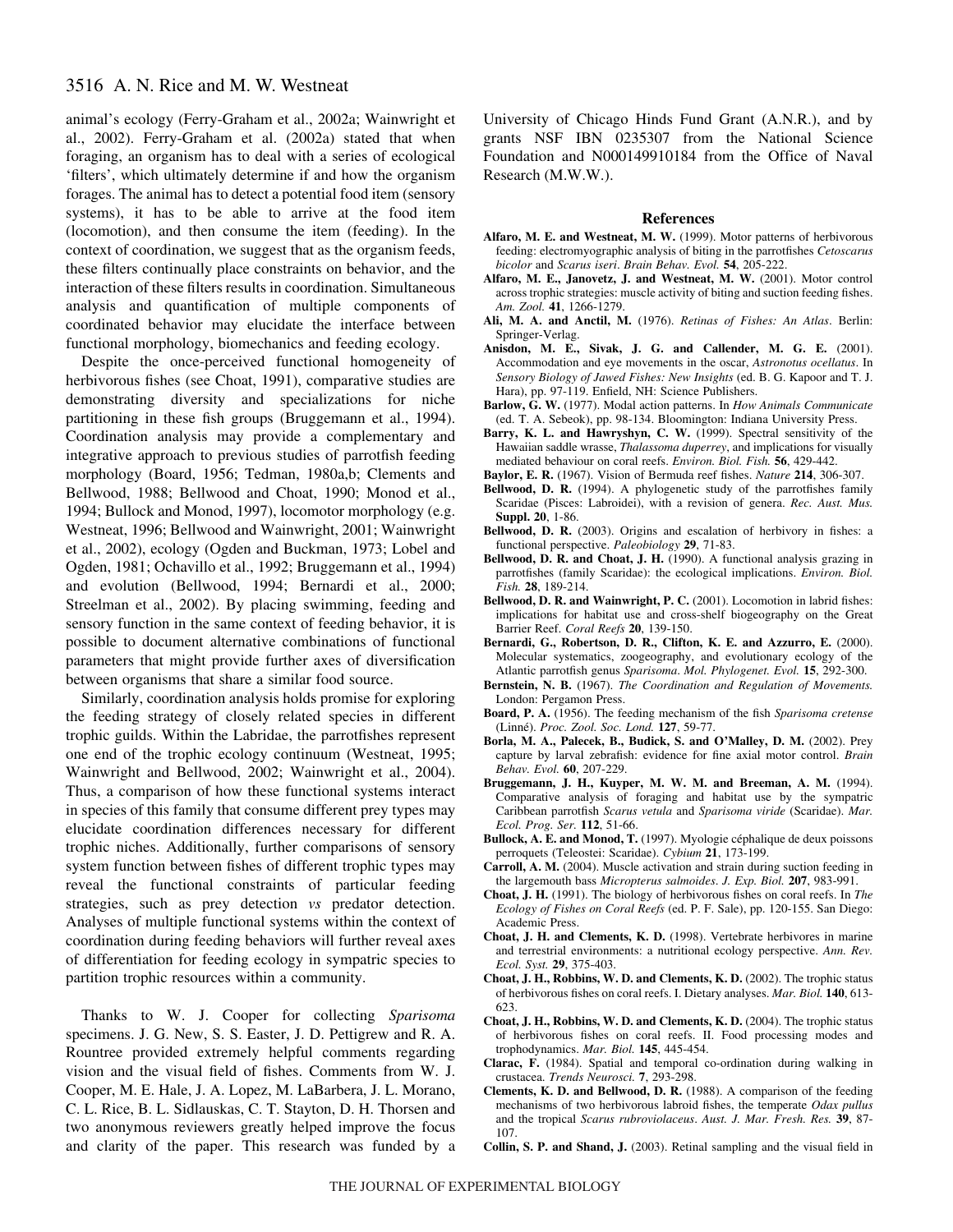animal's ecology (Ferry-Graham et al., 2002a; Wainwright et al., 2002). Ferry-Graham et al. (2002a) stated that when foraging, an organism has to deal with a series of ecological 'filters', which ultimately determine if and how the organism forages. The animal has to detect a potential food item (sensory systems), it has to be able to arrive at the food item (locomotion), and then consume the item (feeding). In the context of coordination, we suggest that as the organism feeds, these filters continually place constraints on behavior, and the interaction of these filters results in coordination. Simultaneous analysis and quantification of multiple components of coordinated behavior may elucidate the interface between functional morphology, biomechanics and feeding ecology.

Despite the once-perceived functional homogeneity of herbivorous fishes (see Choat, 1991), comparative studies are demonstrating diversity and specializations for niche partitioning in these fish groups (Bruggemann et al., 1994). Coordination analysis may provide a complementary and integrative approach to previous studies of parrotfish feeding morphology (Board, 1956; Tedman, 1980a,b; Clements and Bellwood, 1988; Bellwood and Choat, 1990; Monod et al., 1994; Bullock and Monod, 1997), locomotor morphology (e.g. Westneat, 1996; Bellwood and Wainwright, 2001; Wainwright et al., 2002), ecology (Ogden and Buckman, 1973; Lobel and Ogden, 1981; Ochavillo et al., 1992; Bruggemann et al., 1994) and evolution (Bellwood, 1994; Bernardi et al., 2000; Streelman et al., 2002). By placing swimming, feeding and sensory function in the same context of feeding behavior, it is possible to document alternative combinations of functional parameters that might provide further axes of diversification between organisms that share a similar food source.

Similarly, coordination analysis holds promise for exploring the feeding strategy of closely related species in different trophic guilds. Within the Labridae, the parrotfishes represent one end of the trophic ecology continuum (Westneat, 1995; Wainwright and Bellwood, 2002; Wainwright et al., 2004). Thus, a comparison of how these functional systems interact in species of this family that consume different prey types may elucidate coordination differences necessary for different trophic niches. Additionally, further comparisons of sensory system function between fishes of different trophic types may reveal the functional constraints of particular feeding strategies, such as prey detection *vs* predator detection. Analyses of multiple functional systems within the context of coordination during feeding behaviors will further reveal axes of differentiation for feeding ecology in sympatric species to partition trophic resources within a community.

Thanks to W. J. Cooper for collecting *Sparisoma* specimens. J. G. New, S. S. Easter, J. D. Pettigrew and R. A. Rountree provided extremely helpful comments regarding vision and the visual field of fishes. Comments from W. J. Cooper, M. E. Hale, J. A. Lopez, M. LaBarbera, J. L. Morano, C. L. Rice, B. L. Sidlauskas, C. T. Stayton, D. H. Thorsen and two anonymous reviewers greatly helped improve the focus and clarity of the paper. This research was funded by a University of Chicago Hinds Fund Grant (A.N.R.), and by grants NSF IBN 0235307 from the National Science Foundation and N000149910184 from the Office of Naval Research (M.W.W.).

## References

**Alfaro, M. E. and Westneat, M. W.** (1999). Motor patterns of herbivorous feeding: electromyographic analysis of biting in the parrotfishes *Cetoscarus bicolor* and *Scarus iseri*. *Brain Behav. Evol.* **54**, 205-222.

**Alfaro, M. E., Janovetz, J. and Westneat, M. W.** (2001). Motor control across trophic strategies: muscle activity of biting and suction feeding fishes. *Am. Zool.* **41**, 1266-1279.

**Ali, M. A. and Anctil, M.** (1976). *Retinas of Fishes: An Atlas*. Berlin: Springer-Verlag.

**Anisdon, M. E., Sivak, J. G. and Callender, M. G. E.** (2001). Accommodation and eye movements in the oscar, *Astronotus ocellatus*. In *Sensory Biology of Jawed Fishes: New Insights* (ed. B. G. Kapoor and T. J. Hara), pp. 97-119. Enfield, NH: Science Publishers.

**Barlow, G. W.** (1977). Modal action patterns. In *How Animals Communicate* (ed. T. A. Sebeok), pp. 98-134. Bloomington: Indiana University Press.

**Barry, K. L. and Hawryshyn, C. W.** (1999). Spectral sensitivity of the Hawaiian saddle wrasse, *Thalassoma duperrey*, and implications for visually mediated behaviour on coral reefs. *Environ. Biol. Fish.* **56**, 429-442.

**Baylor, E. R.** (1967). Vision of Bermuda reef fishes. *Nature* **214**, 306-307.

**Bellwood, D. R.** (1994). A phylogenetic study of the parrotfishes family Scaridae (Pisces: Labroidei), with a revision of genera. *Rec. Aust. Mus.* **Suppl. 20**, 1-86.

**Bellwood, D. R.** (2003). Origins and escalation of herbivory in fishes: a functional perspective. *Paleobiology* **29**, 71-83.

**Bellwood, D. R. and Choat, J. H.** (1990). A functional analysis grazing in parrotfishes (family Scaridae): the ecological implications. *Environ. Biol. Fish.* **28**, 189-214.

**Bellwood, D. R. and Wainwright, P. C.** (2001). Locomotion in labrid fishes: implications for habitat use and cross-shelf biogeography on the Great Barrier Reef. *Coral Reefs* **20**, 139-150.

**Bernardi, G., Robertson, D. R., Clifton, K. E. and Azzurro, E.** (2000). Molecular systematics, zoogeography, and evolutionary ecology of the Atlantic parrotfish genus *Sparisoma*. *Mol. Phylogenet. Evol.* **15**, 292-300.

**Bernstein, N. B.** (1967). *The Coordination and Regulation of Movements.* London: Pergamon Press.

**Board, P. A.** (1956). The feeding mechanism of the fish *Sparisoma cretense* (Linné). *Proc. Zool. Soc. Lond.* **127**, 59-77.

**Borla, M. A., Palecek, B., Budick, S. and O'Malley, D. M.** (2002). Prey capture by larval zebrafish: evidence for fine axial motor control. *Brain Behav. Evol.* **60**, 207-229.

**Bruggemann, J. H., Kuyper, M. W. M. and Breeman, A. M.** (1994). Comparative analysis of foraging and habitat use by the sympatric Caribbean parrotfish *Scarus vetula* and *Sparisoma viride* (Scaridae). *Mar. Ecol. Prog. Ser.* **112**, 51-66.

**Bullock, A. E. and Monod, T.** (1997). Myologie céphalique de deux poissons perroquets (Teleostei: Scaridae). *Cybium* **21**, 173-199.

**Carroll, A. M.** (2004). Muscle activation and strain during suction feeding in the largemouth bass *Micropterus salmoides*. *J. Exp. Biol.* **207**, 983-991.

**Choat, J. H.** (1991). The biology of herbivorous fishes on coral reefs. In *The Ecology of Fishes on Coral Reefs* (ed. P. F. Sale), pp. 120-155. San Diego: Academic Press.

**Choat, J. H. and Clements, K. D.** (1998). Vertebrate herbivores in marine and terrestrial environments: a nutritional ecology perspective. *Ann. Rev. Ecol. Syst.* **29**, 375-403.

**Choat, J. H., Robbins, W. D. and Clements, K. D.** (2002). The trophic status of herbivorous fishes on coral reefs. I. Dietary analyses. *Mar. Biol.* **140**, 613-623.

**Choat, J. H., Robbins, W. D. and Clements, K. D.** (2004). The trophic status of herbivorous fishes on coral reefs. II. Food processing modes and trophodynamics. *Mar. Biol.* **145**, 445-454.

**Clarac, F.** (1984). Spatial and temporal co-ordination during walking in crustacea. *Trends Neurosci.* **7**, 293-298.

**Clements, K. D. and Bellwood, D. R.** (1988). A comparison of the feeding mechanisms of two herbivorous labroid fishes, the temperate *Odax pullus* and the tropical *Scarus rubroviolaceus*. *Aust. J. Mar. Fresh. Res.* **39**, 87-107.

**Collin, S. P. and Shand, J.** (2003). Retinal sampling and the visual field in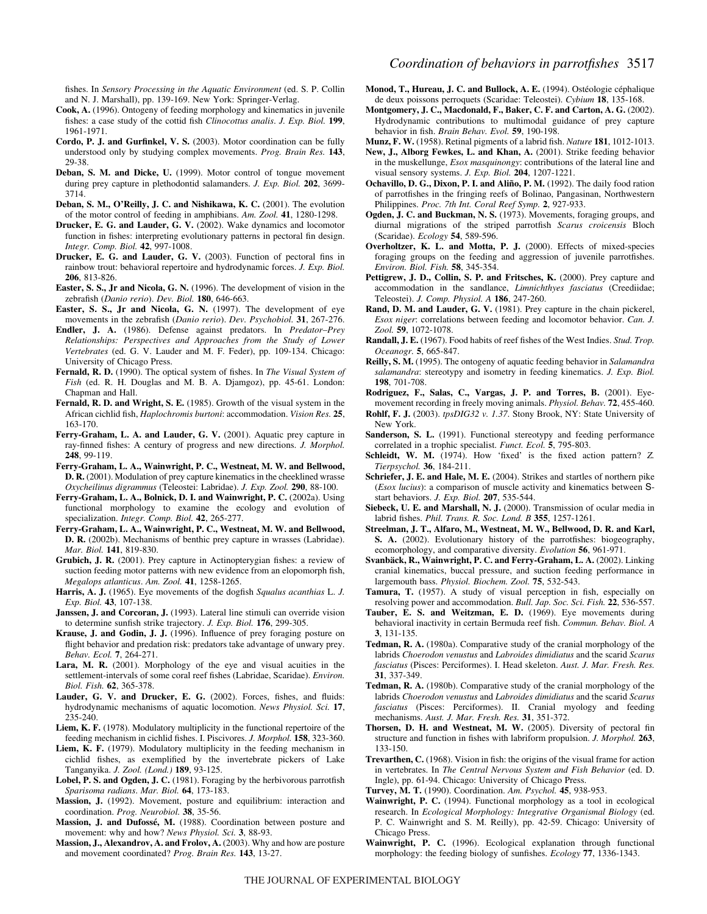fishes. In *Sensory Processing in the Aquatic Environment* (ed. S. P. Collin and N. J. Marshall), pp. 139-169. New York: Springer-Verlag.

**Cook, A.** (1996). Ontogeny of feeding morphology and kinematics in juvenile fishes: a case study of the cottid fish *Clinocottus analis*. *J. Exp. Biol.* **199**, 1961-1971.

**Cordo, P. J. and Gurfinkel, V. S.** (2003). Motor coordination can be fully understood only by studying complex movements. *Prog. Brain Res.* **143**, 29-38.

**Deban, S. M. and Dicke, U.** (1999). Motor control of tongue movement during prey capture in plethodontid salamanders. *J. Exp. Biol.* **202**, 3699-3714.

**Deban, S. M., O'Reilly, J. C. and Nishikawa, K. C.** (2001). The evolution of the motor control of feeding in amphibians. *Am. Zool.* **41**, 1280-1298.

**Drucker, E. G. and Lauder, G. V.** (2002). Wake dynamics and locomotor function in fishes: interpreting evolutionary patterns in pectoral fin design. *Integr. Comp. Biol.* **42**, 997-1008.

**Drucker, E. G. and Lauder, G. V.** (2003). Function of pectoral fins in rainbow trout: behavioral repertoire and hydrodynamic forces. *J. Exp. Biol.* **206**, 813-826.

**Easter, S. S., Jr and Nicola, G. N.** (1996). The development of vision in the zebrafish (*Danio rerio*). *Dev. Biol.* **180**, 646-663.

**Easter, S. S., Jr and Nicola, G. N.** (1997). The development of eye movements in the zebrafish (*Danio rerio*). *Dev. Psychobiol.* **31**, 267-276.

**Endler, J. A.** (1986). Defense against predators. In *Predator–Prey Relationships: Perspectives and Approaches from the Study of Lower Vertebrates* (ed. G. V. Lauder and M. F. Feder), pp. 109-134. Chicago: University of Chicago Press.

**Fernald, R. D.** (1990). The optical system of fishes. In *The Visual System of Fish* (ed. R. H. Douglas and M. B. A. Djamgoz), pp. 45-61. London: Chapman and Hall.

**Fernald, R. D. and Wright, S. E.** (1985). Growth of the visual system in the African cichlid fish, *Haplochromis burtoni*: accommodation. *Vision Res.* **25**, 163-170.

**Ferry-Graham, L. A. and Lauder, G. V.** (2001). Aquatic prey capture in ray-finned fishes: A century of progress and new directions. *J. Morphol.* **248**, 99-119.

**Ferry-Graham, L. A., Wainwright, P. C., Westneat, M. W. and Bellwood, D. R.** (2001). Modulation of prey capture kinematics in the cheeklined wrasse *Oxycheilinus digrammus* (Teleostei: Labridae). *J. Exp. Zool.* **290**, 88-100.

**Ferry-Graham, L. A., Bolnick, D. I. and Wainwright, P. C.** (2002a). Using functional morphology to examine the ecology and evolution of specialization. *Integr. Comp. Biol.* **42**, 265-277.

**Ferry-Graham, L. A., Wainwright, P. C., Westneat, M. W. and Bellwood, D. R.** (2002b). Mechanisms of benthic prey capture in wrasses (Labridae). *Mar. Biol.* **141**, 819-830.

**Grubich, J. R.** (2001). Prey capture in Actinopterygian fishes: a review of suction feeding motor patterns with new evidence from an elopomorph fish, *Megalops atlanticus*. *Am. Zool.* **41**, 1258-1265.

**Harris, A. J.** (1965). Eye movements of the dogfish *Squalus acanthias* L. *J. Exp. Biol.* **43**, 107-138.

**Janssen, J. and Corcoran, J.** (1993). Lateral line stimuli can override vision to determine sunfish strike trajectory. *J. Exp. Biol.* **176**, 299-305.

**Krause, J. and Godin, J. J.** (1996). Influence of prey foraging posture on flight behavior and predation risk: predators take advantage of unwary prey. *Behav. Ecol.* **7**, 264-271.

**Lara, M. R.** (2001). Morphology of the eye and visual acuities in the settlement-intervals of some coral reef fishes (Labridae, Scaridae). *Environ. Biol. Fish.* **62**, 365-378.

**Lauder, G. V. and Drucker, E. G.** (2002). Forces, fishes, and fluids: hydrodynamic mechanisms of aquatic locomotion. *News Physiol. Sci.* **17**, 235-240.

**Liem, K. F.** (1978). Modulatory multiplicity in the functional repertoire of the feeding mechanism in cichlid fishes. I. Piscivores. *J. Morphol.* **158**, 323-360.

**Liem, K. F.** (1979). Modulatory multiplicity in the feeding mechanism in cichlid fishes, as exemplified by the invertebrate pickers of Lake Tanganyika. *J. Zool. (Lond.)* **189**, 93-125.

**Lobel, P. S. and Ogden, J. C.** (1981). Foraging by the herbivorous parrotfish *Sparisoma radians*. *Mar. Biol.* **64**, 173-183.

**Massion, J.** (1992). Movement, posture and equilibrium: interaction and coordination. *Prog. Neurobiol.* **38**, 35-56.

**Massion, J. and Dufossé, M.** (1988). Coordination between posture and movement: why and how? *News Physiol. Sci.* **3**, 88-93.

**Massion, J., Alexandrov, A. and Frolov, A.** (2003). Why and how are posture and movement coordinated? *Prog. Brain Res.* **143**, 13-27.

**Monod, T., Hureau, J. C. and Bullock, A. E.** (1994). Ostéologie céphalique de deux poissons perroquets (Scaridae: Teleostei). *Cybium* **18**, 135-168.

**Montgomery, J. C., Macdonald, F., Baker, C. F. and Carton, A. G.** (2002). Hydrodynamic contributions to multimodal guidance of prey capture behavior in fish. *Brain Behav. Evol.* **59**, 190-198.

**Munz, F. W.** (1958). Retinal pigments of a labrid fish. *Nature* **181**, 1012-1013.

**New, J., Alborg Fewkes, L. and Khan, A.** (2001). Strike feeding behavior in the muskellunge, *Esox masquinongy*: contributions of the lateral line and visual sensory systems. *J. Exp. Biol.* **204**, 1207-1221.

**Ochavillo, D. G., Dixon, P. I. and Aliño, P. M.** (1992). The daily food ration of parrotfishes in the fringing reefs of Bolinao, Pangasinan, Northwestern Philippines. *Proc. 7th Int. Coral Reef Symp.* **2**, 927-933.

**Ogden, J. C. and Buckman, N. S.** (1973). Movements, foraging groups, and diurnal migrations of the striped parrotfish *Scarus croicensis* Bloch (Scaridae). *Ecology* **54**, 589-596.

**Overholtzer, K. L. and Motta, P. J.** (2000). Effects of mixed-species foraging groups on the feeding and aggression of juvenile parrotfishes. *Environ. Biol. Fish.* **58**, 345-354.

**Pettigrew, J. D., Collin, S. P. and Fritsches, K.** (2000). Prey capture and accommodation in the sandlance, *Limnichthyes fasciatus* (Creediidae; Teleostei). *J. Comp. Physiol. A* **186**, 247-260.

**Rand, D. M. and Lauder, G. V.** (1981). Prey capture in the chain pickerel, *Esox niger*: correlations between feeding and locomotor behavior. *Can. J. Zool.* **59**, 1072-1078.

**Randall, J. E.** (1967). Food habits of reef fishes of the West Indies. *Stud. Trop. Oceanogr.* **5**, 665-847.

**Reilly, S. M.** (1995). The ontogeny of aquatic feeding behavior in *Salamandra salamandra*: stereotypy and isometry in feeding kinematics. *J. Exp. Biol.* **198**, 701-708.

**Rodriguez, F., Salas, C., Vargas, J. P. and Torres, B.** (2001). Eye-movement recording in freely moving animals. *Physiol. Behav.* **72**, 455-460.

**Rohlf, F. J.** (2003). *tpsDIG32 v. 1.37*. Stony Brook, NY: State University of New York.

**Sanderson, S. L.** (1991). Functional stereotypy and feeding performance correlated in a trophic specialist. *Funct. Ecol.* **5**, 795-803.

**Schleidt, W. M.** (1974). How 'fixed' is the fixed action pattern? *Z. Tierpsychol.* **36**, 184-211.

**Schriefer, J. E. and Hale, M. E.** (2004). Strikes and startles of northern pike (*Esox lucius*): a comparison of muscle activity and kinematics between S-start behaviors. *J. Exp. Biol.* **207**, 535-544.

**Siebeck, U. E. and Marshall, N. J.** (2000). Transmission of ocular media in labrid fishes. *Phil. Trans. R. Soc. Lond. B* **355**, 1257-1261.

**Streelman, J. T., Alfaro, M., Westneat, M. W., Bellwood, D. R. and Karl, S. A.** (2002). Evolutionary history of the parrotfishes: biogeography, ecomorphology, and comparative diversity. *Evolution* **56**, 961-971.

**Svanbäck, R., Wainwright, P. C. and Ferry-Graham, L. A.** (2002). Linking cranial kinematics, buccal pressure, and suction feeding performance in largemouth bass. *Physiol. Biochem. Zool.* **75**, 532-543.

**Tamura, T.** (1957). A study of visual perception in fish, especially on resolving power and accommodation. *Bull. Jap. Soc. Sci. Fish.* **22**, 536-557.

**Tauber, E. S. and Weitzman, E. D.** (1969). Eye movements during behavioral inactivity in certain Bermuda reef fish. *Commun. Behav. Biol. A* **3**, 131-135.

**Tedman, R. A.** (1980a). Comparative study of the cranial morphology of the labrids *Choerodon venustus* and *Labroides dimidiatus* and the scarid *Scarus fasciatus* (Pisces: Perciformes). I. Head skeleton. *Aust. J. Mar. Fresh. Res.* **31**, 337-349.

**Tedman, R. A.** (1980b). Comparative study of the cranial morphology of the labrids *Choerodon venustus* and *Labroides dimidiatus* and the scarid *Scarus fasciatus* (Pisces: Perciformes). II. Cranial myology and feeding mechanisms. *Aust. J. Mar. Fresh. Res.* **31**, 351-372.

**Thorsen, D. H. and Westneat, M. W.** (2005). Diversity of pectoral fin structure and function in fishes with labriform propulsion. *J. Morphol.* **263**, 133-150.

**Trevarthen, C.** (1968). Vision in fish: the origins of the visual frame for action in vertebrates. In *The Central Nervous System and Fish Behavior* (ed. D. Ingle), pp. 61-94. Chicago: University of Chicago Press.

**Turvey, M. T.** (1990). Coordination. *Am. Psychol.* **45**, 938-953.

**Wainwright, P. C.** (1994). Functional morphology as a tool in ecological research. In *Ecological Morphology: Integrative Organismal Biology* (ed. P. C. Wainwright and S. M. Reilly), pp. 42-59. Chicago: University of Chicago Press.

**Wainwright, P. C.** (1996). Ecological explanation through functional morphology: the feeding biology of sunfishes. *Ecology* **77**, 1336-1343.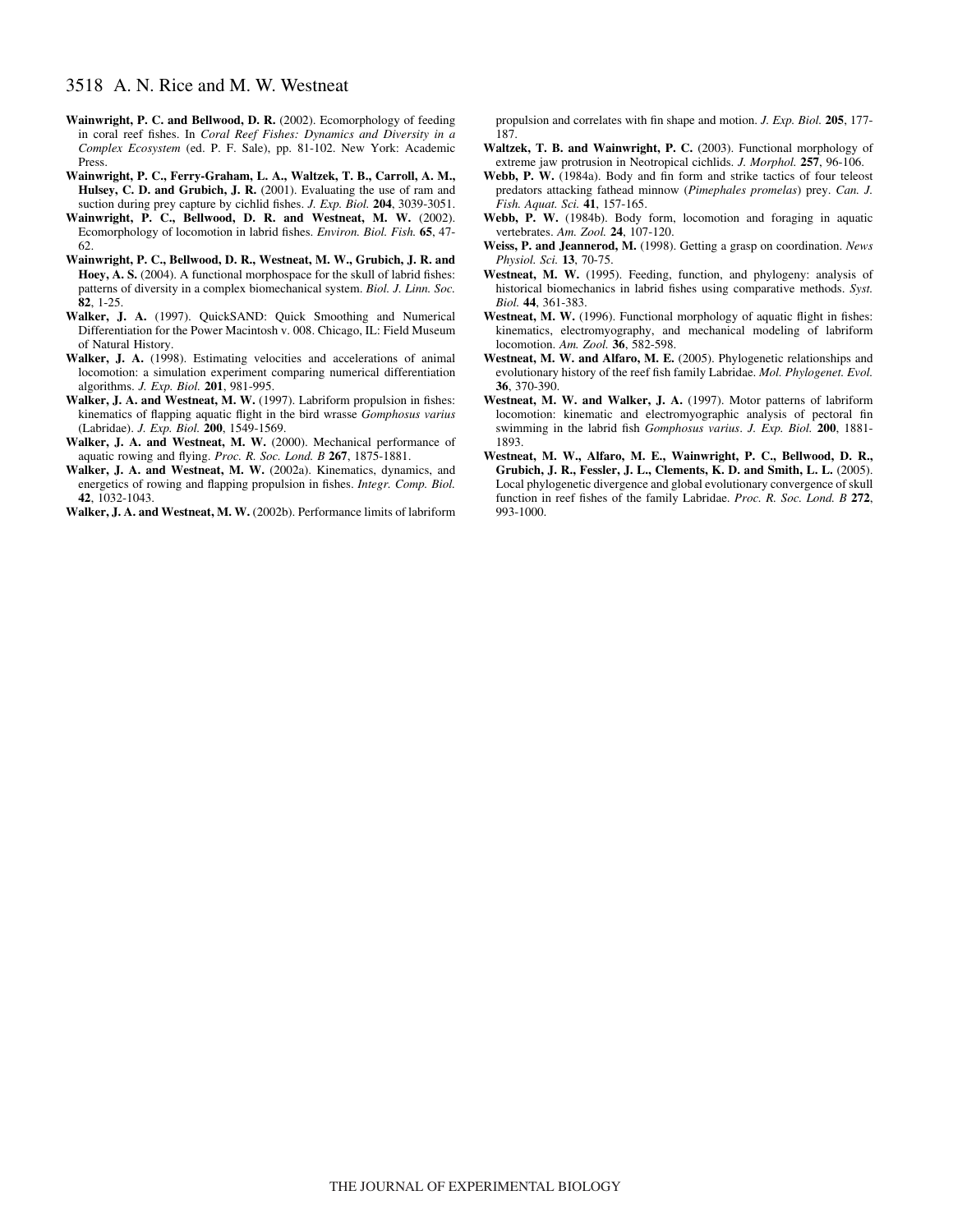**Wainwright, P. C. and Bellwood, D. R.** (2002). Ecomorphology of feeding in coral reef fishes. In *Coral Reef Fishes: Dynamics and Diversity in a Complex Ecosystem* (ed. P. F. Sale), pp. 81-102. New York: Academic Press.

**Wainwright, P. C., Ferry-Graham, L. A., Waltzek, T. B., Carroll, A. M., Hulsey, C. D. and Grubich, J. R.** (2001). Evaluating the use of ram and suction during prey capture by cichlid fishes. *J. Exp. Biol.* **204**, 3039-3051.

**Wainwright, P. C., Bellwood, D. R. and Westneat, M. W.** (2002). Ecomorphology of locomotion in labrid fishes. *Environ. Biol. Fish.* **65**, 47-62.

**Wainwright, P. C., Bellwood, D. R., Westneat, M. W., Grubich, J. R. and Hoey, A. S.** (2004). A functional morphospace for the skull of labrid fishes: patterns of diversity in a complex biomechanical system. *Biol. J. Linn. Soc.* **82**, 1-25.

**Walker, J. A.** (1997). QuickSAND: Quick Smoothing and Numerical Differentiation for the Power Macintosh v. 008. Chicago, IL: Field Museum of Natural History.

**Walker, J. A.** (1998). Estimating velocities and accelerations of animal locomotion: a simulation experiment comparing numerical differentiation algorithms. *J. Exp. Biol.* **201**, 981-995.

**Walker, J. A. and Westneat, M. W.** (1997). Labriform propulsion in fishes: kinematics of flapping aquatic flight in the bird wrasse *Gomphosus varius* (Labridae). *J. Exp. Biol.* **200**, 1549-1569.

**Walker, J. A. and Westneat, M. W.** (2000). Mechanical performance of aquatic rowing and flying. *Proc. R. Soc. Lond. B* **267**, 1875-1881.

**Walker, J. A. and Westneat, M. W.** (2002a). Kinematics, dynamics, and energetics of rowing and flapping propulsion in fishes. *Integr. Comp. Biol.* **42**, 1032-1043.

**Walker, J. A. and Westneat, M. W.** (2002b). Performance limits of labriform propulsion and correlates with fin shape and motion. *J. Exp. Biol.* **205**, 177-187.

**Waltzek, T. B. and Wainwright, P. C.** (2003). Functional morphology of extreme jaw protrusion in Neotropical cichlids. *J. Morphol.* **257**, 96-106.

**Webb, P. W.** (1984a). Body and fin form and strike tactics of four teleost predators attacking fathead minnow (*Pimephales promelas*) prey. *Can. J. Fish. Aquat. Sci.* **41**, 157-165.

**Webb, P. W.** (1984b). Body form, locomotion and foraging in aquatic vertebrates. *Am. Zool.* **24**, 107-120.

**Weiss, P. and Jeannerod, M.** (1998). Getting a grasp on coordination. *News Physiol. Sci.* **13**, 70-75.

**Westneat, M. W.** (1995). Feeding, function, and phylogeny: analysis of historical biomechanics in labrid fishes using comparative methods. *Syst. Biol.* **44**, 361-383.

**Westneat, M. W.** (1996). Functional morphology of aquatic flight in fishes: kinematics, electromyography, and mechanical modeling of labriform locomotion. *Am. Zool.* **36**, 582-598.

**Westneat, M. W. and Alfaro, M. E.** (2005). Phylogenetic relationships and evolutionary history of the reef fish family Labridae. *Mol. Phylogenet. Evol.* **36**, 370-390.

**Westneat, M. W. and Walker, J. A.** (1997). Motor patterns of labriform locomotion: kinematic and electromyographic analysis of pectoral fin swimming in the labrid fish *Gomphosus varius*. *J. Exp. Biol.* **200**, 1881-1893.

**Westneat, M. W., Alfaro, M. E., Wainwright, P. C., Bellwood, D. R., Grubich, J. R., Fessler, J. L., Clements, K. D. and Smith, L. L.** (2005). Local phylogenetic divergence and global evolutionary convergence of skull function in reef fishes of the family Labridae. *Proc. R. Soc. Lond. B* **272**, 993-1000.